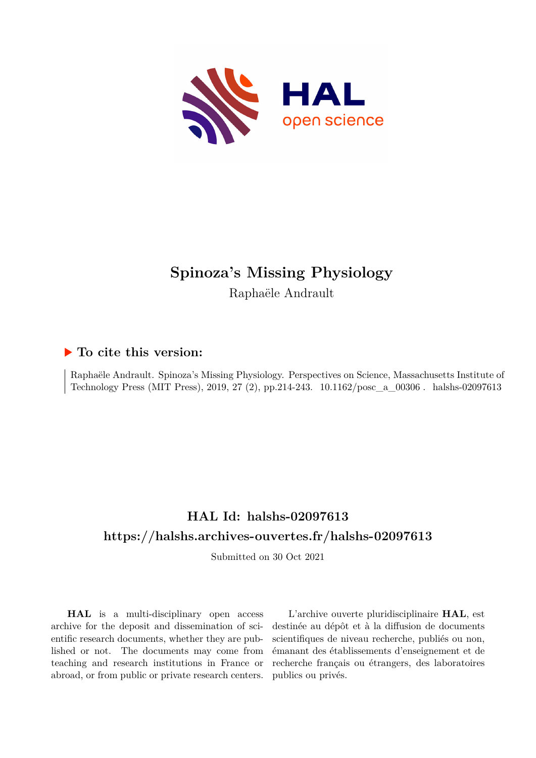# Spinoza's Missing Physiology

Raphaële Andrault

## ▶ To cite this version:

Raphaële Andrault. Spinoza's Missing Physiology. Perspectives on Science, Massachusetts Institute of Technology Press (MIT Press), 2019, 27 (2), pp.214-243. 10.1162/posc_a_00306 . halshs-02097613

## HAL Id: halshs-02097613

## https://halshs.archives-ouvertes.fr/halshs-02097613

Submitted on 30 Oct 2021

**HAL** is a multi-disciplinary open access archive for the deposit and dissemination of scientific research documents, whether they are published or not. The documents may come from teaching and research institutions in France or abroad, or from public or private research centers.

L'archive ouverte pluridisciplinaire **HAL**, est destinée au dépôt et à la diffusion de documents scientifiques de niveau recherche, publiés ou non, émanant des établissements d'enseignement et de recherche français ou étrangers, des laboratoires publics ou privés.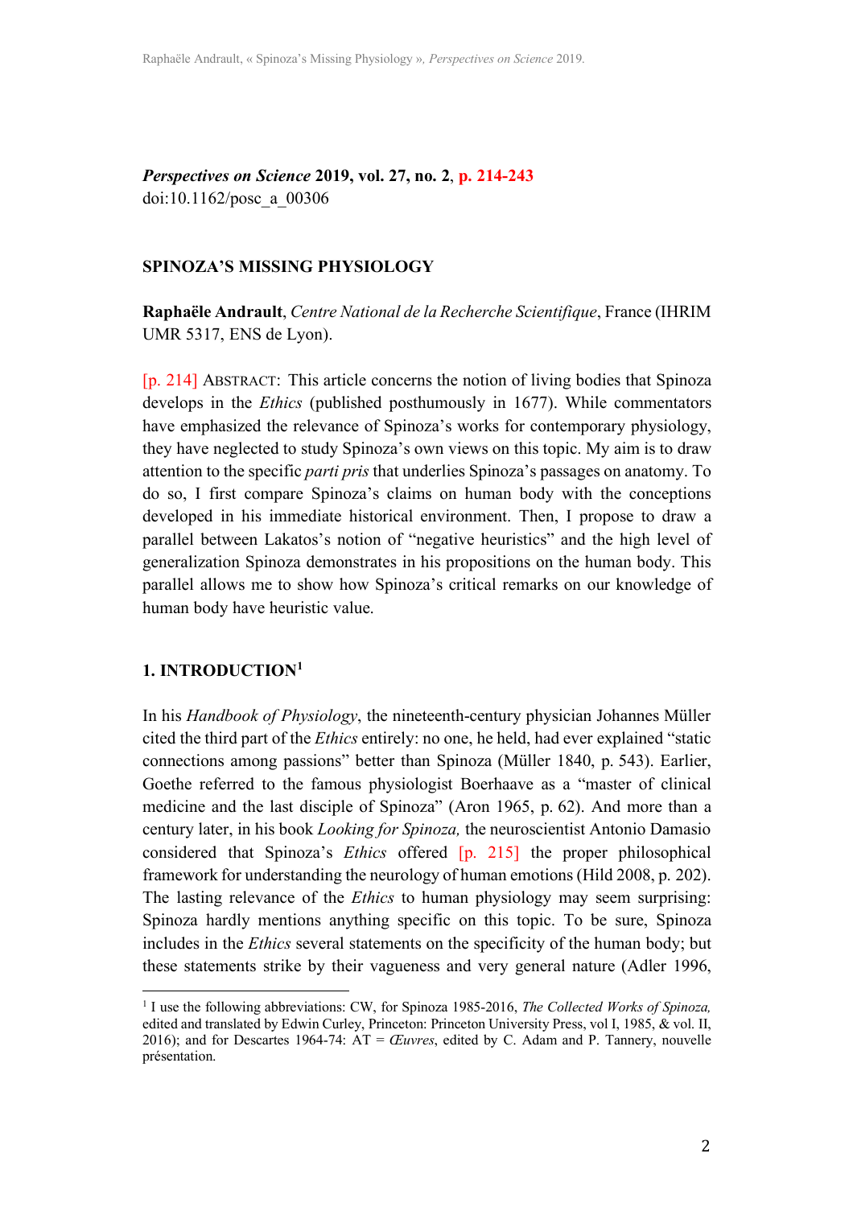***Perspectives on Science*** **2019, vol. 27, no. 2**, **p. 214-243**
doi:10.1162/posc_a_00306

## SPINOZA'S MISSING PHYSIOLOGY

**Raphaële Andrault**, *Centre National de la Recherche Scientifique*, France (IHRIM UMR 5317, ENS de Lyon).

[p. 214] ABSTRACT: This article concerns the notion of living bodies that Spinoza develops in the *Ethics* (published posthumously in 1677). While commentators have emphasized the relevance of Spinoza's works for contemporary physiology, they have neglected to study Spinoza's own views on this topic. My aim is to draw attention to the specific *parti pris* that underlies Spinoza's passages on anatomy. To do so, I first compare Spinoza's claims on human body with the conceptions developed in his immediate historical environment. Then, I propose to draw a parallel between Lakatos's notion of "negative heuristics" and the high level of generalization Spinoza demonstrates in his propositions on the human body. This parallel allows me to show how Spinoza's critical remarks on our knowledge of human body have heuristic value.

### 1. INTRODUCTION[1]

In his *Handbook of Physiology*, the nineteenth-century physician Johannes Müller cited the third part of the *Ethics* entirely: no one, he held, had ever explained "static connections among passions" better than Spinoza (Müller 1840, p. 543). Earlier, Goethe referred to the famous physiologist Boerhaave as a "master of clinical medicine and the last disciple of Spinoza" (Aron 1965, p. 62). And more than a century later, in his book *Looking for Spinoza,* the neuroscientist Antonio Damasio considered that Spinoza's *Ethics* offered [p. 215] the proper philosophical framework for understanding the neurology of human emotions (Hild 2008, p. 202). The lasting relevance of the *Ethics* to human physiology may seem surprising: Spinoza hardly mentions anything specific on this topic. To be sure, Spinoza includes in the *Ethics* several statements on the specificity of the human body; but these statements strike by their vagueness and very general nature (Adler 1996,

[1] I use the following abbreviations: CW, for Spinoza 1985-2016, *The Collected Works of Spinoza,* edited and translated by Edwin Curley, Princeton: Princeton University Press, vol I, 1985, & vol. II, 2016); and for Descartes 1964-74: AT = *Œuvres*, edited by C. Adam and P. Tannery, nouvelle présentation.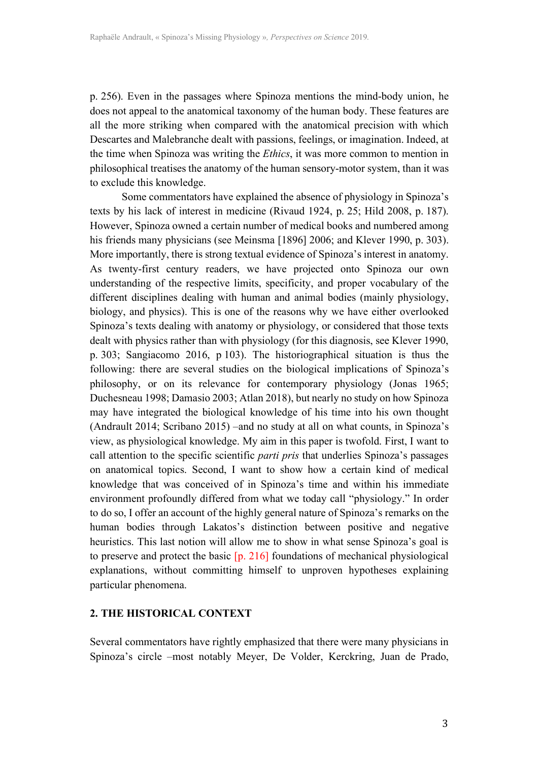p. 256). Even in the passages where Spinoza mentions the mind-body union, he does not appeal to the anatomical taxonomy of the human body. These features are all the more striking when compared with the anatomical precision with which Descartes and Malebranche dealt with passions, feelings, or imagination. Indeed, at the time when Spinoza was writing the *Ethics*, it was more common to mention in philosophical treatises the anatomy of the human sensory-motor system, than it was to exclude this knowledge.

Some commentators have explained the absence of physiology in Spinoza's texts by his lack of interest in medicine (Rivaud 1924, p. 25; Hild 2008, p. 187). However, Spinoza owned a certain number of medical books and numbered among his friends many physicians (see Meinsma [1896] 2006; and Klever 1990, p. 303). More importantly, there is strong textual evidence of Spinoza's interest in anatomy. As twenty-first century readers, we have projected onto Spinoza our own understanding of the respective limits, specificity, and proper vocabulary of the different disciplines dealing with human and animal bodies (mainly physiology, biology, and physics). This is one of the reasons why we have either overlooked Spinoza's texts dealing with anatomy or physiology, or considered that those texts dealt with physics rather than with physiology (for this diagnosis, see Klever 1990, p. 303; Sangiacomo 2016, p 103). The historiographical situation is thus the following: there are several studies on the biological implications of Spinoza's philosophy, or on its relevance for contemporary physiology (Jonas 1965; Duchesneau 1998; Damasio 2003; Atlan 2018), but nearly no study on how Spinoza may have integrated the biological knowledge of his time into his own thought (Andrault 2014; Scribano 2015) –and no study at all on what counts, in Spinoza's view, as physiological knowledge. My aim in this paper is twofold. First, I want to call attention to the specific scientific *parti pris* that underlies Spinoza's passages on anatomical topics. Second, I want to show how a certain kind of medical knowledge that was conceived of in Spinoza's time and within his immediate environment profoundly differed from what we today call "physiology." In order to do so, I offer an account of the highly general nature of Spinoza's remarks on the human bodies through Lakatos's distinction between positive and negative heuristics. This last notion will allow me to show in what sense Spinoza's goal is to preserve and protect the basic [p. 216] foundations of mechanical physiological explanations, without committing himself to unproven hypotheses explaining particular phenomena.

## 2. THE HISTORICAL CONTEXT

Several commentators have rightly emphasized that there were many physicians in Spinoza's circle –most notably Meyer, De Volder, Kerckring, Juan de Prado,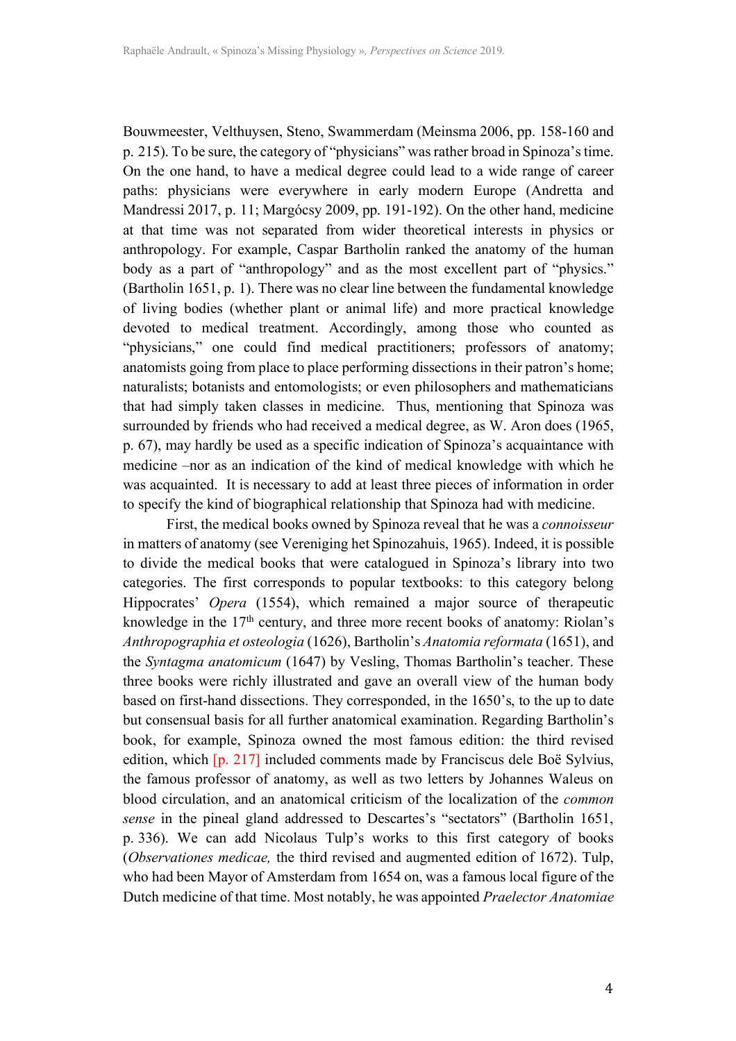Bouwmeester, Velthuysen, Steno, Swammerdam (Meinsma 2006, pp. 158-160 and p. 215). To be sure, the category of "physicians" was rather broad in Spinoza's time. On the one hand, to have a medical degree could lead to a wide range of career paths: physicians were everywhere in early modern Europe (Andretta and Mandressi 2017, p. 11; Margócsy 2009, pp. 191-192). On the other hand, medicine at that time was not separated from wider theoretical interests in physics or anthropology. For example, Caspar Bartholin ranked the anatomy of the human body as a part of "anthropology" and as the most excellent part of "physics." (Bartholin 1651, p. 1). There was no clear line between the fundamental knowledge of living bodies (whether plant or animal life) and more practical knowledge devoted to medical treatment. Accordingly, among those who counted as "physicians," one could find medical practitioners; professors of anatomy; anatomists going from place to place performing dissections in their patron's home; naturalists; botanists and entomologists; or even philosophers and mathematicians that had simply taken classes in medicine. Thus, mentioning that Spinoza was surrounded by friends who had received a medical degree, as W. Aron does (1965, p. 67), may hardly be used as a specific indication of Spinoza's acquaintance with medicine –nor as an indication of the kind of medical knowledge with which he was acquainted. It is necessary to add at least three pieces of information in order to specify the kind of biographical relationship that Spinoza had with medicine.

First, the medical books owned by Spinoza reveal that he was a *connoisseur* in matters of anatomy (see Vereniging het Spinozahuis, 1965). Indeed, it is possible to divide the medical books that were catalogued in Spinoza's library into two categories. The first corresponds to popular textbooks: to this category belong Hippocrates' *Opera* (1554), which remained a major source of therapeutic knowledge in the 17th century, and three more recent books of anatomy: Riolan's *Anthropographia et osteologia* (1626), Bartholin's *Anatomia reformata* (1651), and the *Syntagma anatomicum* (1647) by Vesling, Thomas Bartholin's teacher. These three books were richly illustrated and gave an overall view of the human body based on first-hand dissections. They corresponded, in the 1650's, to the up to date but consensual basis for all further anatomical examination. Regarding Bartholin's book, for example, Spinoza owned the most famous edition: the third revised edition, which [p. 217] included comments made by Franciscus dele Boë Sylvius, the famous professor of anatomy, as well as two letters by Johannes Waleus on blood circulation, and an anatomical criticism of the localization of the *common sense* in the pineal gland addressed to Descartes's "sectators" (Bartholin 1651, p. 336). We can add Nicolaus Tulp's works to this first category of books (*Observationes medicae,* the third revised and augmented edition of 1672). Tulp, who had been Mayor of Amsterdam from 1654 on, was a famous local figure of the Dutch medicine of that time. Most notably, he was appointed *Praelector Anatomiae*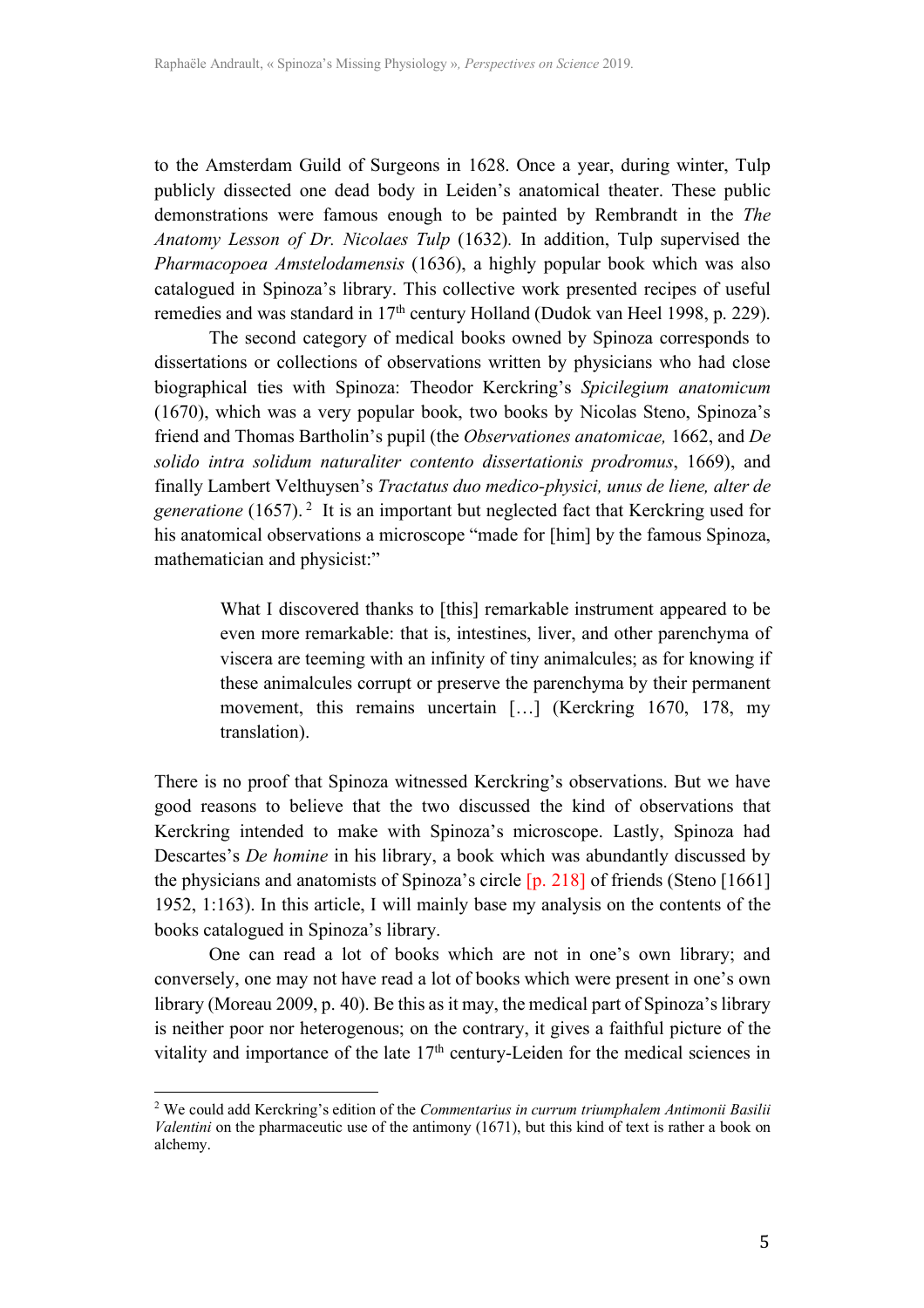to the Amsterdam Guild of Surgeons in 1628. Once a year, during winter, Tulp publicly dissected one dead body in Leiden's anatomical theater. These public demonstrations were famous enough to be painted by Rembrandt in the *The Anatomy Lesson of Dr. Nicolaes Tulp* (1632). In addition, Tulp supervised the *Pharmacopoea Amstelodamensis* (1636), a highly popular book which was also catalogued in Spinoza's library. This collective work presented recipes of useful remedies and was standard in 17th century Holland (Dudok van Heel 1998, p. 229).

The second category of medical books owned by Spinoza corresponds to dissertations or collections of observations written by physicians who had close biographical ties with Spinoza: Theodor Kerckring's *Spicilegium anatomicum* (1670), which was a very popular book, two books by Nicolas Steno, Spinoza's friend and Thomas Bartholin's pupil (the *Observationes anatomicae,* 1662, and *De solido intra solidum naturaliter contento dissertationis prodromus*, 1669), and finally Lambert Velthuysen's *Tractatus duo medico-physici, unus de liene, alter de generatione* (1657).[2] It is an important but neglected fact that Kerckring used for his anatomical observations a microscope "made for [him] by the famous Spinoza, mathematician and physicist:"

> What I discovered thanks to [this] remarkable instrument appeared to be even more remarkable: that is, intestines, liver, and other parenchyma of viscera are teeming with an infinity of tiny animalcules; as for knowing if these animalcules corrupt or preserve the parenchyma by their permanent movement, this remains uncertain […] (Kerckring 1670, 178, my translation).

There is no proof that Spinoza witnessed Kerckring's observations. But we have good reasons to believe that the two discussed the kind of observations that Kerckring intended to make with Spinoza's microscope. Lastly, Spinoza had Descartes's *De homine* in his library, a book which was abundantly discussed by the physicians and anatomists of Spinoza's circle [p. 218] of friends (Steno [1661] 1952, 1:163). In this article, I will mainly base my analysis on the contents of the books catalogued in Spinoza's library.

One can read a lot of books which are not in one's own library; and conversely, one may not have read a lot of books which were present in one's own library (Moreau 2009, p. 40). Be this as it may, the medical part of Spinoza's library is neither poor nor heterogenous; on the contrary, it gives a faithful picture of the vitality and importance of the late 17th century-Leiden for the medical sciences in

[2] We could add Kerckring's edition of the *Commentarius in currum triumphalem Antimonii Basilii Valentini* on the pharmaceutic use of the antimony (1671), but this kind of text is rather a book on alchemy.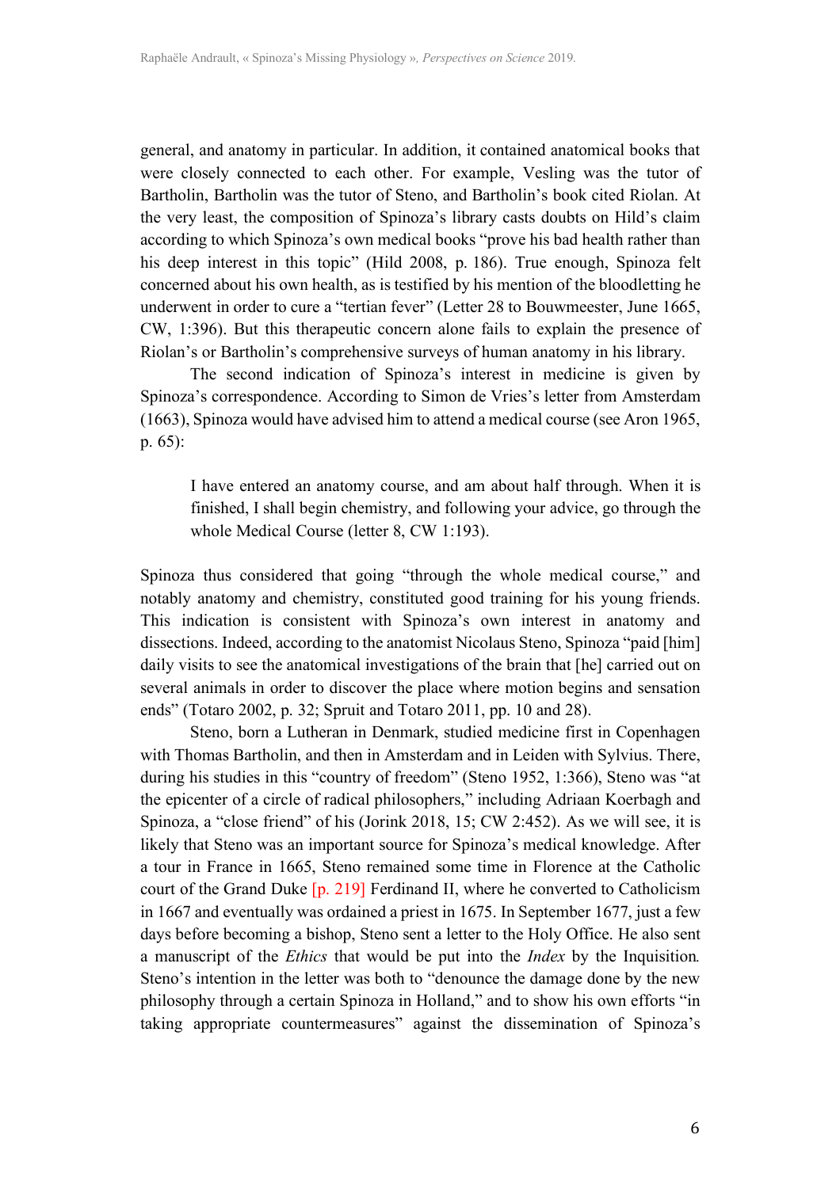general, and anatomy in particular. In addition, it contained anatomical books that were closely connected to each other. For example, Vesling was the tutor of Bartholin, Bartholin was the tutor of Steno, and Bartholin's book cited Riolan. At the very least, the composition of Spinoza's library casts doubts on Hild's claim according to which Spinoza's own medical books "prove his bad health rather than his deep interest in this topic" (Hild 2008, p. 186). True enough, Spinoza felt concerned about his own health, as is testified by his mention of the bloodletting he underwent in order to cure a "tertian fever" (Letter 28 to Bouwmeester, June 1665, CW, 1:396). But this therapeutic concern alone fails to explain the presence of Riolan's or Bartholin's comprehensive surveys of human anatomy in his library.

The second indication of Spinoza's interest in medicine is given by Spinoza's correspondence. According to Simon de Vries's letter from Amsterdam (1663), Spinoza would have advised him to attend a medical course (see Aron 1965, p. 65):

> I have entered an anatomy course, and am about half through. When it is finished, I shall begin chemistry, and following your advice, go through the whole Medical Course (letter 8, CW 1:193).

Spinoza thus considered that going "through the whole medical course," and notably anatomy and chemistry, constituted good training for his young friends. This indication is consistent with Spinoza's own interest in anatomy and dissections. Indeed, according to the anatomist Nicolaus Steno, Spinoza "paid [him] daily visits to see the anatomical investigations of the brain that [he] carried out on several animals in order to discover the place where motion begins and sensation ends" (Totaro 2002, p. 32; Spruit and Totaro 2011, pp. 10 and 28).

Steno, born a Lutheran in Denmark, studied medicine first in Copenhagen with Thomas Bartholin, and then in Amsterdam and in Leiden with Sylvius. There, during his studies in this "country of freedom" (Steno 1952, 1:366), Steno was "at the epicenter of a circle of radical philosophers," including Adriaan Koerbagh and Spinoza, a "close friend" of his (Jorink 2018, 15; CW 2:452). As we will see, it is likely that Steno was an important source for Spinoza's medical knowledge. After a tour in France in 1665, Steno remained some time in Florence at the Catholic court of the Grand Duke [p. 219] Ferdinand II, where he converted to Catholicism in 1667 and eventually was ordained a priest in 1675. In September 1677, just a few days before becoming a bishop, Steno sent a letter to the Holy Office. He also sent a manuscript of the *Ethics* that would be put into the *Index* by the Inquisition. Steno's intention in the letter was both to "denounce the damage done by the new philosophy through a certain Spinoza in Holland," and to show his own efforts "in taking appropriate countermeasures" against the dissemination of Spinoza's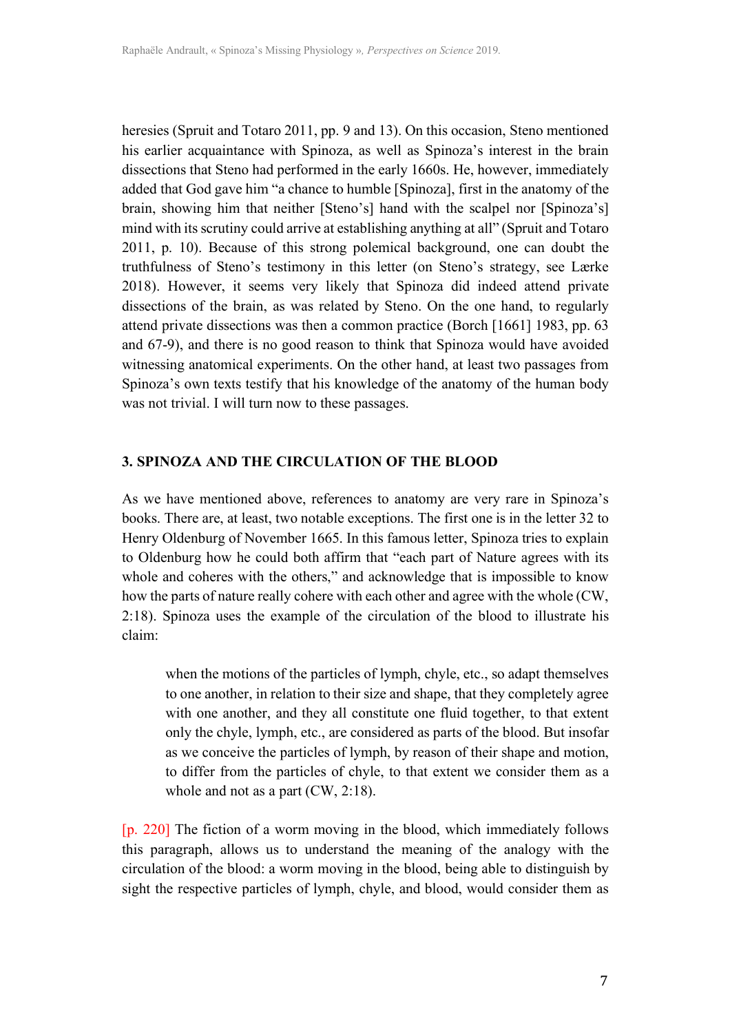heresies (Spruit and Totaro 2011, pp. 9 and 13). On this occasion, Steno mentioned his earlier acquaintance with Spinoza, as well as Spinoza's interest in the brain dissections that Steno had performed in the early 1660s. He, however, immediately added that God gave him "a chance to humble [Spinoza], first in the anatomy of the brain, showing him that neither [Steno's] hand with the scalpel nor [Spinoza's] mind with its scrutiny could arrive at establishing anything at all" (Spruit and Totaro 2011, p. 10). Because of this strong polemical background, one can doubt the truthfulness of Steno's testimony in this letter (on Steno's strategy, see Lærke 2018). However, it seems very likely that Spinoza did indeed attend private dissections of the brain, as was related by Steno. On the one hand, to regularly attend private dissections was then a common practice (Borch [1661] 1983, pp. 63 and 67-9), and there is no good reason to think that Spinoza would have avoided witnessing anatomical experiments. On the other hand, at least two passages from Spinoza's own texts testify that his knowledge of the anatomy of the human body was not trivial. I will turn now to these passages.

### 3. SPINOZA AND THE CIRCULATION OF THE BLOOD

As we have mentioned above, references to anatomy are very rare in Spinoza's books. There are, at least, two notable exceptions. The first one is in the letter 32 to Henry Oldenburg of November 1665. In this famous letter, Spinoza tries to explain to Oldenburg how he could both affirm that "each part of Nature agrees with its whole and coheres with the others," and acknowledge that is impossible to know how the parts of nature really cohere with each other and agree with the whole (CW, 2:18). Spinoza uses the example of the circulation of the blood to illustrate his claim:

> when the motions of the particles of lymph, chyle, etc., so adapt themselves to one another, in relation to their size and shape, that they completely agree with one another, and they all constitute one fluid together, to that extent only the chyle, lymph, etc., are considered as parts of the blood. But insofar as we conceive the particles of lymph, by reason of their shape and motion, to differ from the particles of chyle, to that extent we consider them as a whole and not as a part (CW, 2:18).

[p. 220] The fiction of a worm moving in the blood, which immediately follows this paragraph, allows us to understand the meaning of the analogy with the circulation of the blood: a worm moving in the blood, being able to distinguish by sight the respective particles of lymph, chyle, and blood, would consider them as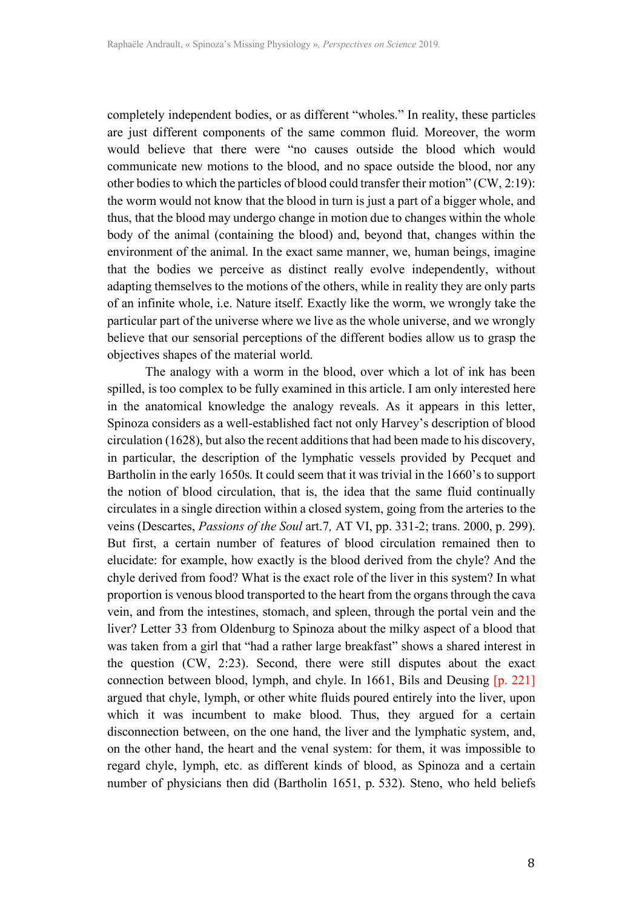completely independent bodies, or as different "wholes." In reality, these particles are just different components of the same common fluid. Moreover, the worm would believe that there were "no causes outside the blood which would communicate new motions to the blood, and no space outside the blood, nor any other bodies to which the particles of blood could transfer their motion" (CW, 2:19): the worm would not know that the blood in turn is just a part of a bigger whole, and thus, that the blood may undergo change in motion due to changes within the whole body of the animal (containing the blood) and, beyond that, changes within the environment of the animal. In the exact same manner, we, human beings, imagine that the bodies we perceive as distinct really evolve independently, without adapting themselves to the motions of the others, while in reality they are only parts of an infinite whole, i.e. Nature itself. Exactly like the worm, we wrongly take the particular part of the universe where we live as the whole universe, and we wrongly believe that our sensorial perceptions of the different bodies allow us to grasp the objectives shapes of the material world.

The analogy with a worm in the blood, over which a lot of ink has been spilled, is too complex to be fully examined in this article. I am only interested here in the anatomical knowledge the analogy reveals. As it appears in this letter, Spinoza considers as a well-established fact not only Harvey's description of blood circulation (1628), but also the recent additions that had been made to his discovery, in particular, the description of the lymphatic vessels provided by Pecquet and Bartholin in the early 1650s. It could seem that it was trivial in the 1660's to support the notion of blood circulation, that is, the idea that the same fluid continually circulates in a single direction within a closed system, going from the arteries to the veins (Descartes, *Passions of the Soul* art.7*,* AT VI, pp. 331-2; trans. 2000, p. 299). But first, a certain number of features of blood circulation remained then to elucidate: for example, how exactly is the blood derived from the chyle? And the chyle derived from food? What is the exact role of the liver in this system? In what proportion is venous blood transported to the heart from the organs through the cava vein, and from the intestines, stomach, and spleen, through the portal vein and the liver? Letter 33 from Oldenburg to Spinoza about the milky aspect of a blood that was taken from a girl that "had a rather large breakfast" shows a shared interest in the question (CW, 2:23). Second, there were still disputes about the exact connection between blood, lymph, and chyle. In 1661, Bils and Deusing [p. 221] argued that chyle, lymph, or other white fluids poured entirely into the liver, upon which it was incumbent to make blood. Thus, they argued for a certain disconnection between, on the one hand, the liver and the lymphatic system, and, on the other hand, the heart and the venal system: for them, it was impossible to regard chyle, lymph, etc. as different kinds of blood, as Spinoza and a certain number of physicians then did (Bartholin 1651, p. 532). Steno, who held beliefs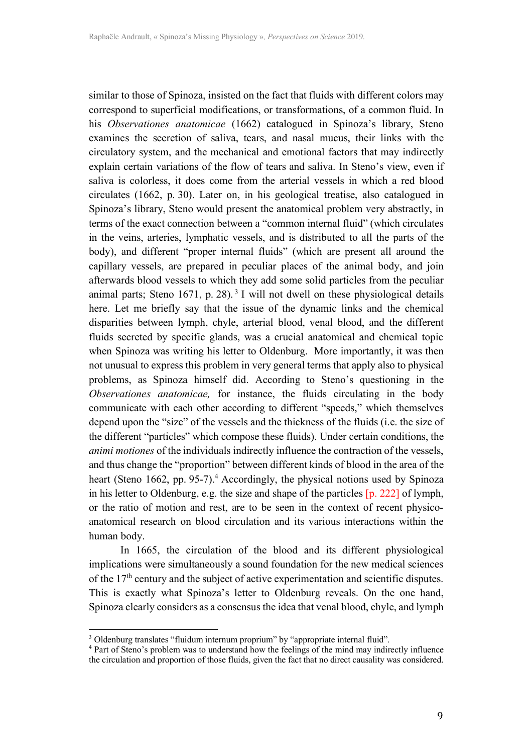similar to those of Spinoza, insisted on the fact that fluids with different colors may correspond to superficial modifications, or transformations, of a common fluid. In his *Observationes anatomicae* (1662) catalogued in Spinoza's library, Steno examines the secretion of saliva, tears, and nasal mucus, their links with the circulatory system, and the mechanical and emotional factors that may indirectly explain certain variations of the flow of tears and saliva. In Steno's view, even if saliva is colorless, it does come from the arterial vessels in which a red blood circulates (1662, p. 30). Later on, in his geological treatise, also catalogued in Spinoza's library, Steno would present the anatomical problem very abstractly, in terms of the exact connection between a "common internal fluid" (which circulates in the veins, arteries, lymphatic vessels, and is distributed to all the parts of the body), and different "proper internal fluids" (which are present all around the capillary vessels, are prepared in peculiar places of the animal body, and join afterwards blood vessels to which they add some solid particles from the peculiar animal parts; Steno 1671, p. 28).[3] I will not dwell on these physiological details here. Let me briefly say that the issue of the dynamic links and the chemical disparities between lymph, chyle, arterial blood, venal blood, and the different fluids secreted by specific glands, was a crucial anatomical and chemical topic when Spinoza was writing his letter to Oldenburg. More importantly, it was then not unusual to express this problem in very general terms that apply also to physical problems, as Spinoza himself did. According to Steno's questioning in the *Observationes anatomicae,* for instance, the fluids circulating in the body communicate with each other according to different "speeds," which themselves depend upon the "size" of the vessels and the thickness of the fluids (i.e. the size of the different "particles" which compose these fluids). Under certain conditions, the *animi motiones* of the individuals indirectly influence the contraction of the vessels, and thus change the "proportion" between different kinds of blood in the area of the heart (Steno 1662, pp. 95-7).[4] Accordingly, the physical notions used by Spinoza in his letter to Oldenburg, e.g. the size and shape of the particles [p. 222] of lymph, or the ratio of motion and rest, are to be seen in the context of recent physico-anatomical research on blood circulation and its various interactions within the human body.

In 1665, the circulation of the blood and its different physiological implications were simultaneously a sound foundation for the new medical sciences of the 17th century and the subject of active experimentation and scientific disputes. This is exactly what Spinoza's letter to Oldenburg reveals. On the one hand, Spinoza clearly considers as a consensus the idea that venal blood, chyle, and lymph

[3] Oldenburg translates "fluidum internum proprium" by "appropriate internal fluid".

[4] Part of Steno's problem was to understand how the feelings of the mind may indirectly influence the circulation and proportion of those fluids, given the fact that no direct causality was considered.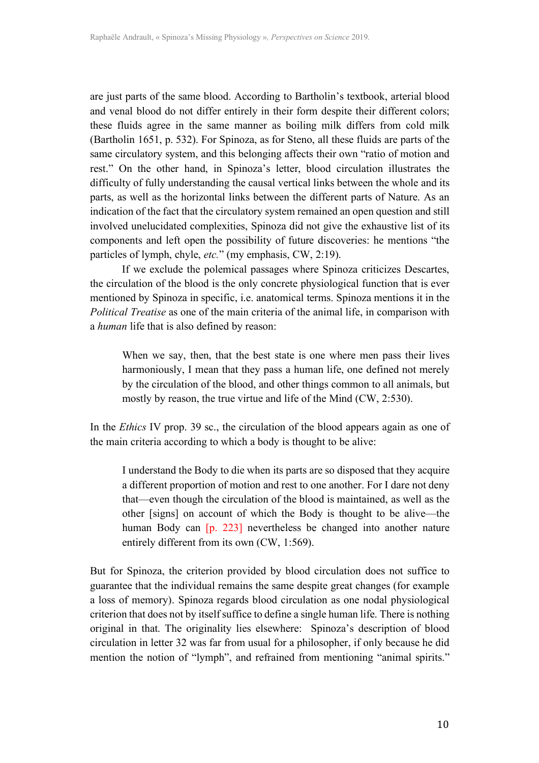are just parts of the same blood. According to Bartholin's textbook, arterial blood and venal blood do not differ entirely in their form despite their different colors; these fluids agree in the same manner as boiling milk differs from cold milk (Bartholin 1651, p. 532). For Spinoza, as for Steno, all these fluids are parts of the same circulatory system, and this belonging affects their own "ratio of motion and rest." On the other hand, in Spinoza's letter, blood circulation illustrates the difficulty of fully understanding the causal vertical links between the whole and its parts, as well as the horizontal links between the different parts of Nature. As an indication of the fact that the circulatory system remained an open question and still involved unelucidated complexities, Spinoza did not give the exhaustive list of its components and left open the possibility of future discoveries: he mentions "the particles of lymph, chyle, *etc.*" (my emphasis, CW, 2:19).

If we exclude the polemical passages where Spinoza criticizes Descartes, the circulation of the blood is the only concrete physiological function that is ever mentioned by Spinoza in specific, i.e. anatomical terms. Spinoza mentions it in the *Political Treatise* as one of the main criteria of the animal life, in comparison with a *human* life that is also defined by reason:

> When we say, then, that the best state is one where men pass their lives harmoniously, I mean that they pass a human life, one defined not merely by the circulation of the blood, and other things common to all animals, but mostly by reason, the true virtue and life of the Mind (CW, 2:530).

In the *Ethics* IV prop. 39 sc., the circulation of the blood appears again as one of the main criteria according to which a body is thought to be alive:

> I understand the Body to die when its parts are so disposed that they acquire a different proportion of motion and rest to one another. For I dare not deny that—even though the circulation of the blood is maintained, as well as the other [signs] on account of which the Body is thought to be alive—the human Body can [p. 223] nevertheless be changed into another nature entirely different from its own (CW, 1:569).

But for Spinoza, the criterion provided by blood circulation does not suffice to guarantee that the individual remains the same despite great changes (for example a loss of memory). Spinoza regards blood circulation as one nodal physiological criterion that does not by itself suffice to define a single human life. There is nothing original in that. The originality lies elsewhere: Spinoza's description of blood circulation in letter 32 was far from usual for a philosopher, if only because he did mention the notion of "lymph", and refrained from mentioning "animal spirits."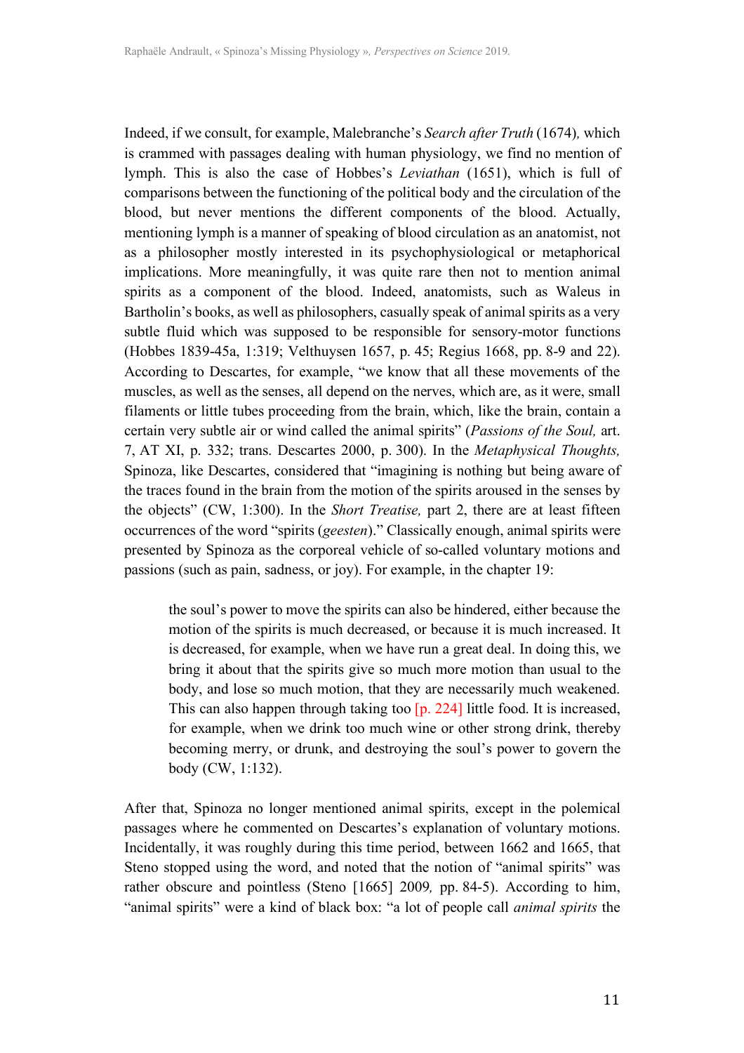Indeed, if we consult, for example, Malebranche's *Search after Truth* (1674)*,* which is crammed with passages dealing with human physiology, we find no mention of lymph. This is also the case of Hobbes's *Leviathan* (1651), which is full of comparisons between the functioning of the political body and the circulation of the blood, but never mentions the different components of the blood. Actually, mentioning lymph is a manner of speaking of blood circulation as an anatomist, not as a philosopher mostly interested in its psychophysiological or metaphorical implications. More meaningfully, it was quite rare then not to mention animal spirits as a component of the blood. Indeed, anatomists, such as Waleus in Bartholin's books, as well as philosophers, casually speak of animal spirits as a very subtle fluid which was supposed to be responsible for sensory-motor functions (Hobbes 1839-45a, 1:319; Velthuysen 1657, p. 45; Regius 1668, pp. 8-9 and 22). According to Descartes, for example, "we know that all these movements of the muscles, as well as the senses, all depend on the nerves, which are, as it were, small filaments or little tubes proceeding from the brain, which, like the brain, contain a certain very subtle air or wind called the animal spirits" (*Passions of the Soul,* art. 7, AT XI, p. 332; trans. Descartes 2000, p. 300). In the *Metaphysical Thoughts,* Spinoza, like Descartes, considered that "imagining is nothing but being aware of the traces found in the brain from the motion of the spirits aroused in the senses by the objects" (CW, 1:300). In the *Short Treatise,* part 2, there are at least fifteen occurrences of the word "spirits (*geesten*)." Classically enough, animal spirits were presented by Spinoza as the corporeal vehicle of so-called voluntary motions and passions (such as pain, sadness, or joy). For example, in the chapter 19:

> the soul's power to move the spirits can also be hindered, either because the motion of the spirits is much decreased, or because it is much increased. It is decreased, for example, when we have run a great deal. In doing this, we bring it about that the spirits give so much more motion than usual to the body, and lose so much motion, that they are necessarily much weakened. This can also happen through taking too [p. 224] little food. It is increased, for example, when we drink too much wine or other strong drink, thereby becoming merry, or drunk, and destroying the soul's power to govern the body (CW, 1:132).

After that, Spinoza no longer mentioned animal spirits, except in the polemical passages where he commented on Descartes's explanation of voluntary motions. Incidentally, it was roughly during this time period, between 1662 and 1665, that Steno stopped using the word, and noted that the notion of "animal spirits" was rather obscure and pointless (Steno [1665] 2009*,* pp. 84-5). According to him, "animal spirits" were a kind of black box: "a lot of people call *animal spirits* the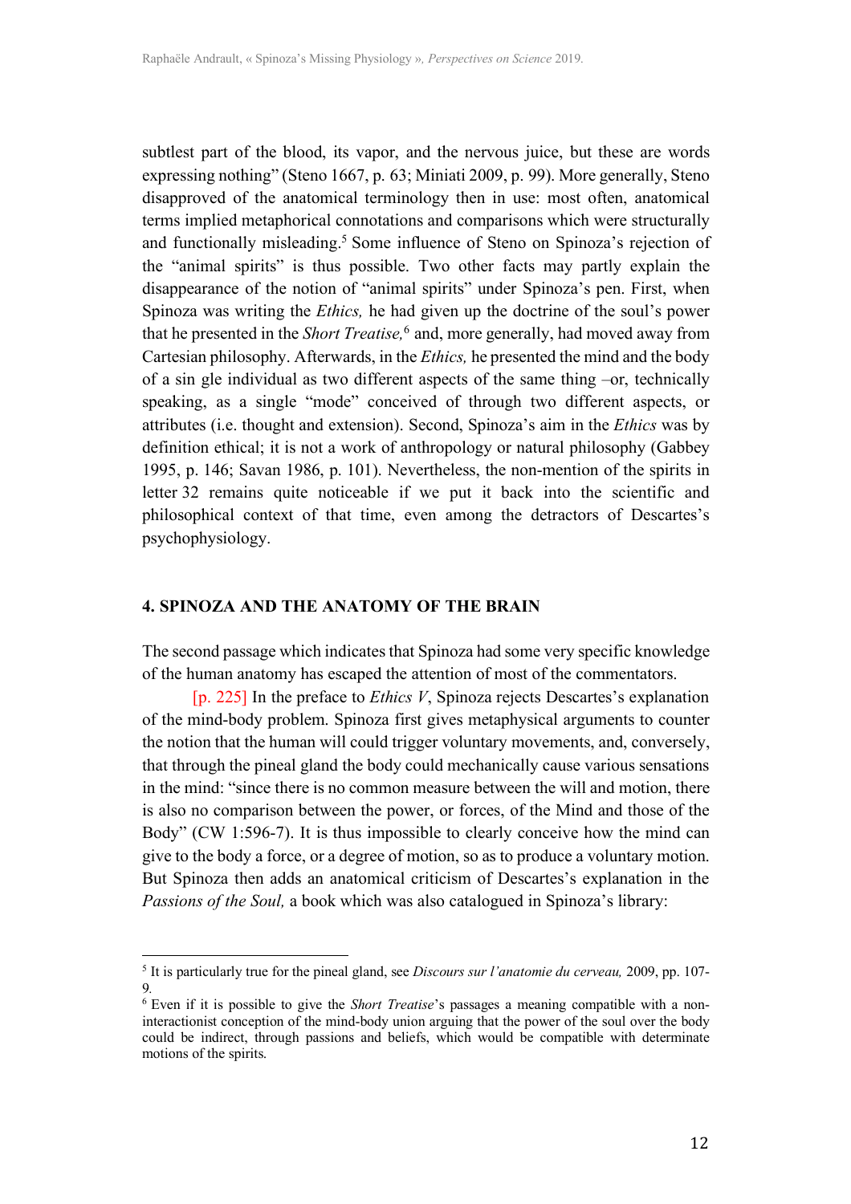subtlest part of the blood, its vapor, and the nervous juice, but these are words expressing nothing" (Steno 1667, p. 63; Miniati 2009, p. 99). More generally, Steno disapproved of the anatomical terminology then in use: most often, anatomical terms implied metaphorical connotations and comparisons which were structurally and functionally misleading.[5] Some influence of Steno on Spinoza's rejection of the "animal spirits" is thus possible. Two other facts may partly explain the disappearance of the notion of "animal spirits" under Spinoza's pen. First, when Spinoza was writing the *Ethics,* he had given up the doctrine of the soul's power that he presented in the *Short Treatise,*[6] and, more generally, had moved away from Cartesian philosophy. Afterwards, in the *Ethics,* he presented the mind and the body of a sin gle individual as two different aspects of the same thing –or, technically speaking, as a single "mode" conceived of through two different aspects, or attributes (i.e. thought and extension). Second, Spinoza's aim in the *Ethics* was by definition ethical; it is not a work of anthropology or natural philosophy (Gabbey 1995, p. 146; Savan 1986, p. 101). Nevertheless, the non-mention of the spirits in letter 32 remains quite noticeable if we put it back into the scientific and philosophical context of that time, even among the detractors of Descartes's psychophysiology.

## 4. SPINOZA AND THE ANATOMY OF THE BRAIN

The second passage which indicates that Spinoza had some very specific knowledge of the human anatomy has escaped the attention of most of the commentators.

[p. 225] In the preface to *Ethics V*, Spinoza rejects Descartes's explanation of the mind-body problem. Spinoza first gives metaphysical arguments to counter the notion that the human will could trigger voluntary movements, and, conversely, that through the pineal gland the body could mechanically cause various sensations in the mind: "since there is no common measure between the will and motion, there is also no comparison between the power, or forces, of the Mind and those of the Body" (CW 1:596-7). It is thus impossible to clearly conceive how the mind can give to the body a force, or a degree of motion, so as to produce a voluntary motion. But Spinoza then adds an anatomical criticism of Descartes's explanation in the *Passions of the Soul,* a book which was also catalogued in Spinoza's library:

---

[5] It is particularly true for the pineal gland, see *Discours sur l'anatomie du cerveau,* 2009, pp. 107-9.

[6] Even if it is possible to give the *Short Treatise*'s passages a meaning compatible with a non-interactionist conception of the mind-body union arguing that the power of the soul over the body could be indirect, through passions and beliefs, which would be compatible with determinate motions of the spirits.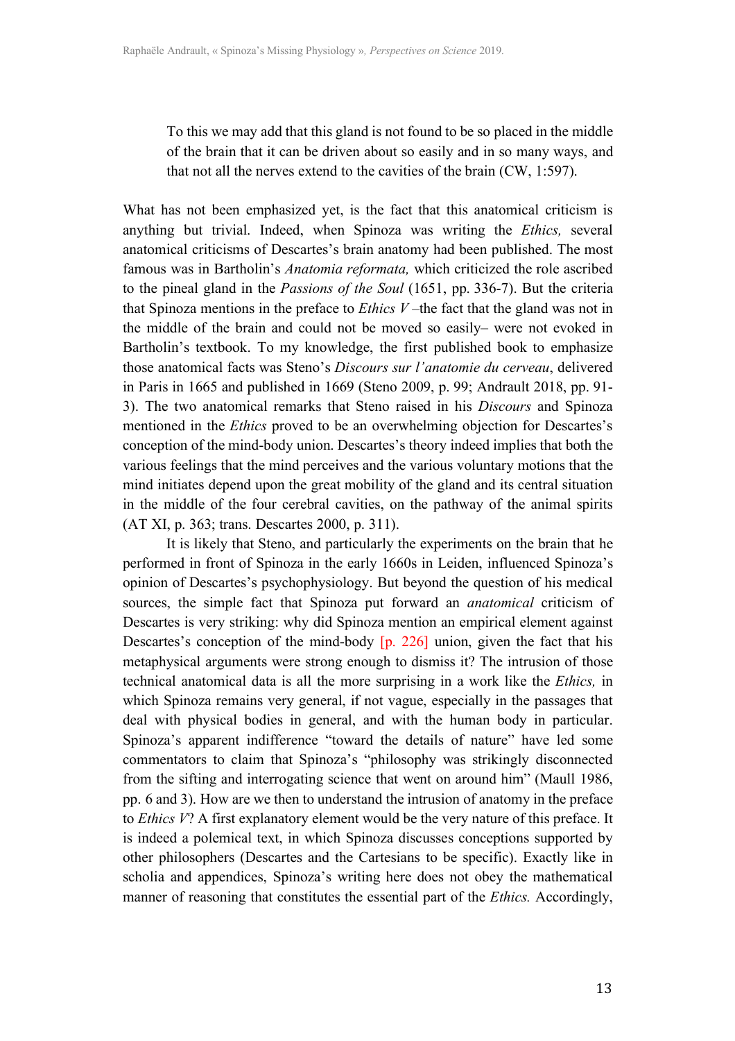> To this we may add that this gland is not found to be so placed in the middle of the brain that it can be driven about so easily and in so many ways, and that not all the nerves extend to the cavities of the brain (CW, 1:597).

What has not been emphasized yet, is the fact that this anatomical criticism is anything but trivial. Indeed, when Spinoza was writing the *Ethics,* several anatomical criticisms of Descartes's brain anatomy had been published. The most famous was in Bartholin's *Anatomia reformata,* which criticized the role ascribed to the pineal gland in the *Passions of the Soul* (1651, pp. 336-7). But the criteria that Spinoza mentions in the preface to *Ethics V* –the fact that the gland was not in the middle of the brain and could not be moved so easily– were not evoked in Bartholin's textbook. To my knowledge, the first published book to emphasize those anatomical facts was Steno's *Discours sur l'anatomie du cerveau*, delivered in Paris in 1665 and published in 1669 (Steno 2009, p. 99; Andrault 2018, pp. 91-3). The two anatomical remarks that Steno raised in his *Discours* and Spinoza mentioned in the *Ethics* proved to be an overwhelming objection for Descartes's conception of the mind-body union. Descartes's theory indeed implies that both the various feelings that the mind perceives and the various voluntary motions that the mind initiates depend upon the great mobility of the gland and its central situation in the middle of the four cerebral cavities, on the pathway of the animal spirits (AT XI, p. 363; trans. Descartes 2000, p. 311).

It is likely that Steno, and particularly the experiments on the brain that he performed in front of Spinoza in the early 1660s in Leiden, influenced Spinoza's opinion of Descartes's psychophysiology. But beyond the question of his medical sources, the simple fact that Spinoza put forward an *anatomical* criticism of Descartes is very striking: why did Spinoza mention an empirical element against Descartes's conception of the mind-body [p. 226] union, given the fact that his metaphysical arguments were strong enough to dismiss it? The intrusion of those technical anatomical data is all the more surprising in a work like the *Ethics,* in which Spinoza remains very general, if not vague, especially in the passages that deal with physical bodies in general, and with the human body in particular. Spinoza's apparent indifference "toward the details of nature" have led some commentators to claim that Spinoza's "philosophy was strikingly disconnected from the sifting and interrogating science that went on around him" (Maull 1986, pp. 6 and 3). How are we then to understand the intrusion of anatomy in the preface to *Ethics V*? A first explanatory element would be the very nature of this preface. It is indeed a polemical text, in which Spinoza discusses conceptions supported by other philosophers (Descartes and the Cartesians to be specific). Exactly like in scholia and appendices, Spinoza's writing here does not obey the mathematical manner of reasoning that constitutes the essential part of the *Ethics.* Accordingly,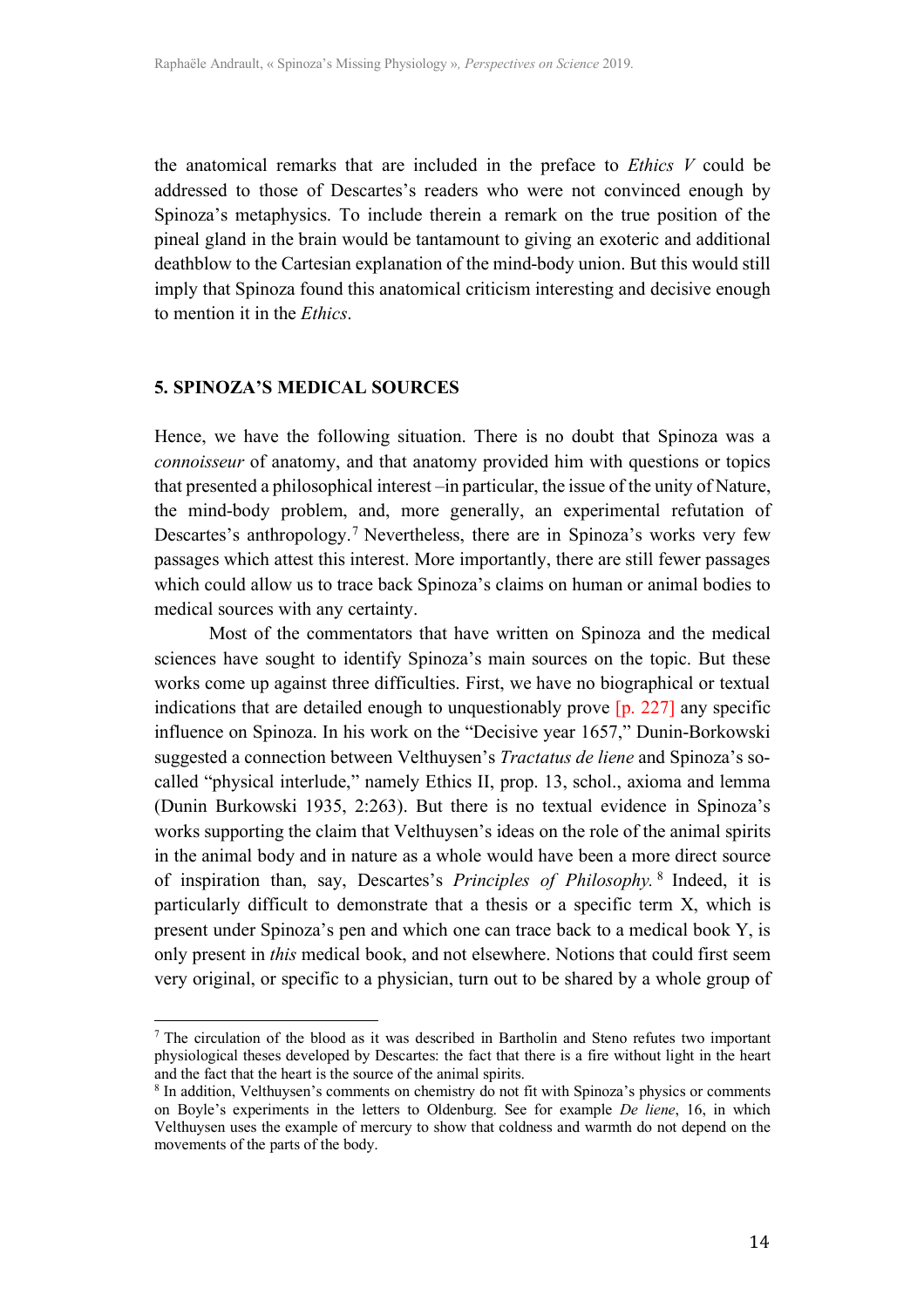the anatomical remarks that are included in the preface to *Ethics V* could be addressed to those of Descartes's readers who were not convinced enough by Spinoza's metaphysics. To include therein a remark on the true position of the pineal gland in the brain would be tantamount to giving an exoteric and additional deathblow to the Cartesian explanation of the mind-body union. But this would still imply that Spinoza found this anatomical criticism interesting and decisive enough to mention it in the *Ethics*.

## 5. SPINOZA'S MEDICAL SOURCES

Hence, we have the following situation. There is no doubt that Spinoza was a *connoisseur* of anatomy, and that anatomy provided him with questions or topics that presented a philosophical interest –in particular, the issue of the unity of Nature, the mind-body problem, and, more generally, an experimental refutation of Descartes's anthropology.[7] Nevertheless, there are in Spinoza's works very few passages which attest this interest. More importantly, there are still fewer passages which could allow us to trace back Spinoza's claims on human or animal bodies to medical sources with any certainty.

Most of the commentators that have written on Spinoza and the medical sciences have sought to identify Spinoza's main sources on the topic. But these works come up against three difficulties. First, we have no biographical or textual indications that are detailed enough to unquestionably prove [p. 227] any specific influence on Spinoza. In his work on the "Decisive year 1657," Dunin-Borkowski suggested a connection between Velthuysen's *Tractatus de liene* and Spinoza's so-called "physical interlude," namely Ethics II, prop. 13, schol., axioma and lemma (Dunin Burkowski 1935, 2:263). But there is no textual evidence in Spinoza's works supporting the claim that Velthuysen's ideas on the role of the animal spirits in the animal body and in nature as a whole would have been a more direct source of inspiration than, say, Descartes's *Principles of Philosophy.*[8] Indeed, it is particularly difficult to demonstrate that a thesis or a specific term X, which is present under Spinoza's pen and which one can trace back to a medical book Y, is only present in *this* medical book, and not elsewhere. Notions that could first seem very original, or specific to a physician, turn out to be shared by a whole group of

[7] The circulation of the blood as it was described in Bartholin and Steno refutes two important physiological theses developed by Descartes: the fact that there is a fire without light in the heart and the fact that the heart is the source of the animal spirits.

[8] In addition, Velthuysen's comments on chemistry do not fit with Spinoza's physics or comments on Boyle's experiments in the letters to Oldenburg. See for example *De liene*, 16, in which Velthuysen uses the example of mercury to show that coldness and warmth do not depend on the movements of the parts of the body.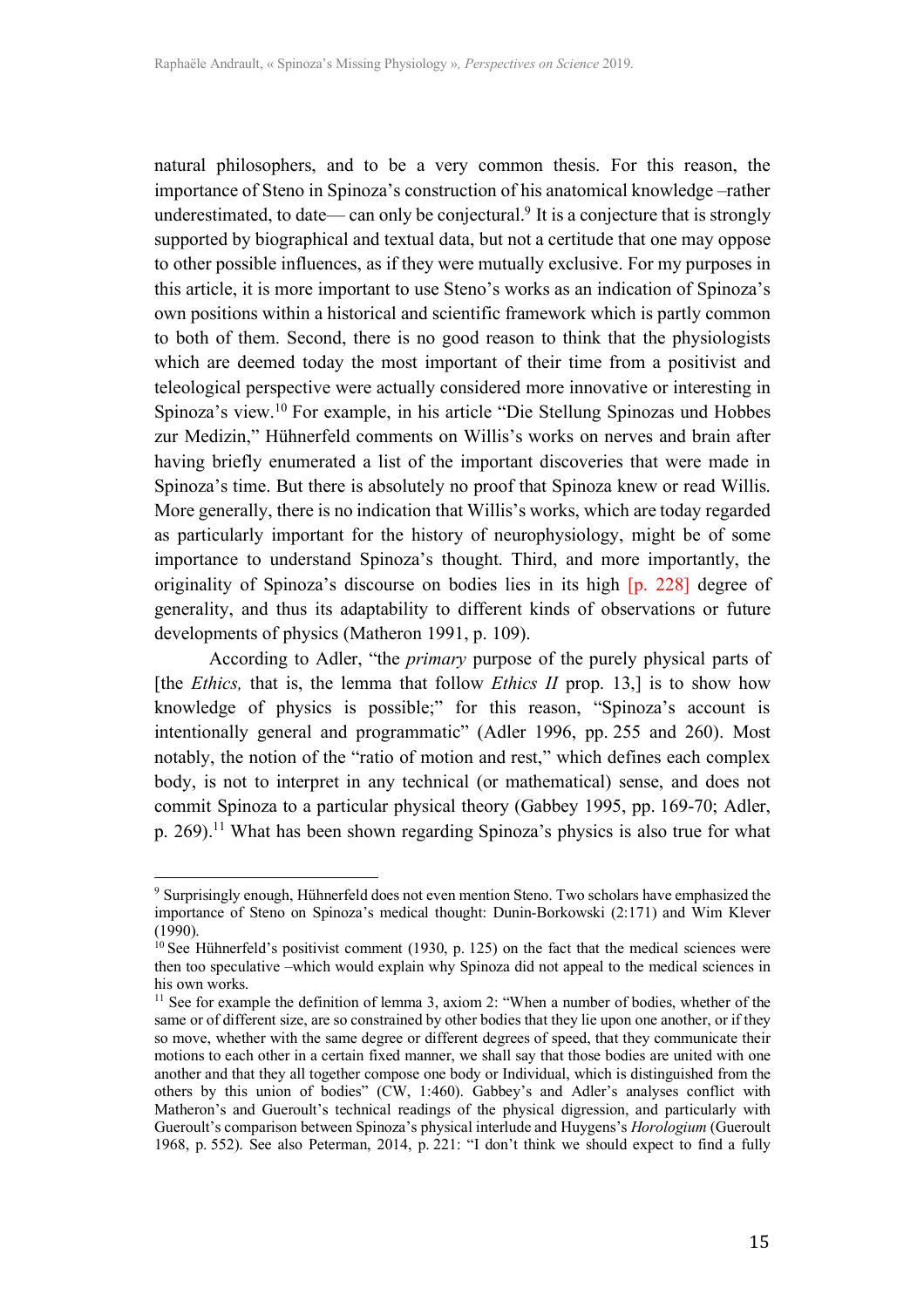natural philosophers, and to be a very common thesis. For this reason, the importance of Steno in Spinoza's construction of his anatomical knowledge –rather underestimated, to date— can only be conjectural.[9] It is a conjecture that is strongly supported by biographical and textual data, but not a certitude that one may oppose to other possible influences, as if they were mutually exclusive. For my purposes in this article, it is more important to use Steno's works as an indication of Spinoza's own positions within a historical and scientific framework which is partly common to both of them. Second, there is no good reason to think that the physiologists which are deemed today the most important of their time from a positivist and teleological perspective were actually considered more innovative or interesting in Spinoza's view.[10] For example, in his article "Die Stellung Spinozas und Hobbes zur Medizin," Hühnerfeld comments on Willis's works on nerves and brain after having briefly enumerated a list of the important discoveries that were made in Spinoza's time. But there is absolutely no proof that Spinoza knew or read Willis. More generally, there is no indication that Willis's works, which are today regarded as particularly important for the history of neurophysiology, might be of some importance to understand Spinoza's thought. Third, and more importantly, the originality of Spinoza's discourse on bodies lies in its high [p. 228] degree of generality, and thus its adaptability to different kinds of observations or future developments of physics (Matheron 1991, p. 109).

According to Adler, "the *primary* purpose of the purely physical parts of [the *Ethics,* that is, the lemma that follow *Ethics II* prop. 13,] is to show how knowledge of physics is possible;" for this reason, "Spinoza's account is intentionally general and programmatic" (Adler 1996, pp. 255 and 260). Most notably, the notion of the "ratio of motion and rest," which defines each complex body, is not to interpret in any technical (or mathematical) sense, and does not commit Spinoza to a particular physical theory (Gabbey 1995, pp. 169-70; Adler, p. 269).[11] What has been shown regarding Spinoza's physics is also true for what

---

[9] Surprisingly enough, Hühnerfeld does not even mention Steno. Two scholars have emphasized the importance of Steno on Spinoza's medical thought: Dunin-Borkowski (2:171) and Wim Klever (1990).

[10] See Hühnerfeld's positivist comment (1930, p. 125) on the fact that the medical sciences were then too speculative –which would explain why Spinoza did not appeal to the medical sciences in his own works.

[11] See for example the definition of lemma 3, axiom 2: "When a number of bodies, whether of the same or of different size, are so constrained by other bodies that they lie upon one another, or if they so move, whether with the same degree or different degrees of speed, that they communicate their motions to each other in a certain fixed manner, we shall say that those bodies are united with one another and that they all together compose one body or Individual, which is distinguished from the others by this union of bodies" (CW, 1:460). Gabbey's and Adler's analyses conflict with Matheron's and Gueroult's technical readings of the physical digression, and particularly with Gueroult's comparison between Spinoza's physical interlude and Huygens's *Horologium* (Gueroult 1968, p. 552). See also Peterman, 2014, p. 221: "I don't think we should expect to find a fully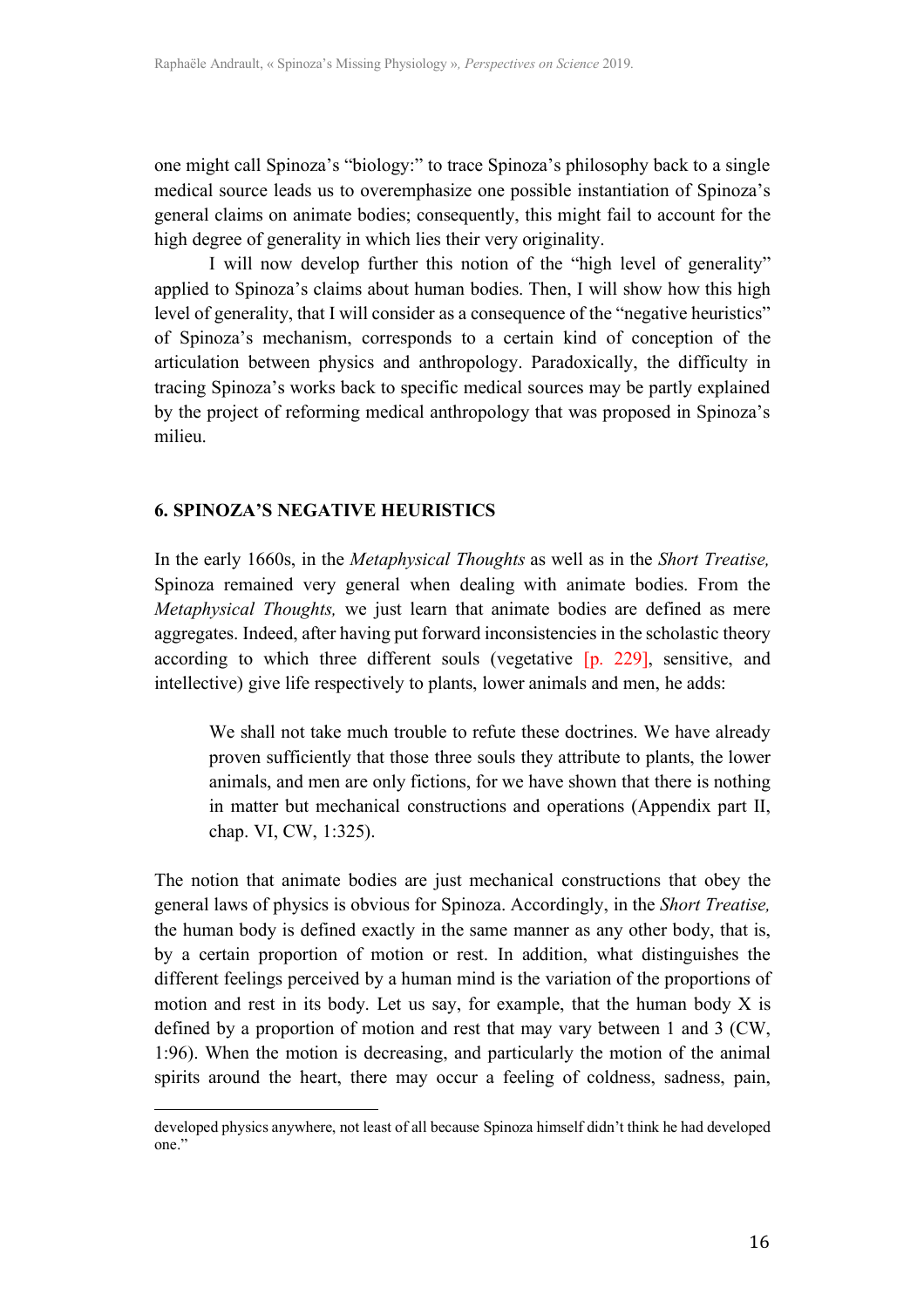one might call Spinoza's "biology:" to trace Spinoza's philosophy back to a single medical source leads us to overemphasize one possible instantiation of Spinoza's general claims on animate bodies; consequently, this might fail to account for the high degree of generality in which lies their very originality.

I will now develop further this notion of the "high level of generality" applied to Spinoza's claims about human bodies. Then, I will show how this high level of generality, that I will consider as a consequence of the "negative heuristics" of Spinoza's mechanism, corresponds to a certain kind of conception of the articulation between physics and anthropology. Paradoxically, the difficulty in tracing Spinoza's works back to specific medical sources may be partly explained by the project of reforming medical anthropology that was proposed in Spinoza's milieu.

## 6. SPINOZA'S NEGATIVE HEURISTICS

In the early 1660s, in the *Metaphysical Thoughts* as well as in the *Short Treatise,* Spinoza remained very general when dealing with animate bodies. From the *Metaphysical Thoughts,* we just learn that animate bodies are defined as mere aggregates. Indeed, after having put forward inconsistencies in the scholastic theory according to which three different souls (vegetative [p. 229], sensitive, and intellective) give life respectively to plants, lower animals and men, he adds:

> We shall not take much trouble to refute these doctrines. We have already proven sufficiently that those three souls they attribute to plants, the lower animals, and men are only fictions, for we have shown that there is nothing in matter but mechanical constructions and operations (Appendix part II, chap. VI, CW, 1:325).

The notion that animate bodies are just mechanical constructions that obey the general laws of physics is obvious for Spinoza. Accordingly, in the *Short Treatise,* the human body is defined exactly in the same manner as any other body, that is, by a certain proportion of motion or rest. In addition, what distinguishes the different feelings perceived by a human mind is the variation of the proportions of motion and rest in its body. Let us say, for example, that the human body X is defined by a proportion of motion and rest that may vary between 1 and 3 (CW, 1:96). When the motion is decreasing, and particularly the motion of the animal spirits around the heart, there may occur a feeling of coldness, sadness, pain,

developed physics anywhere, not least of all because Spinoza himself didn't think he had developed one."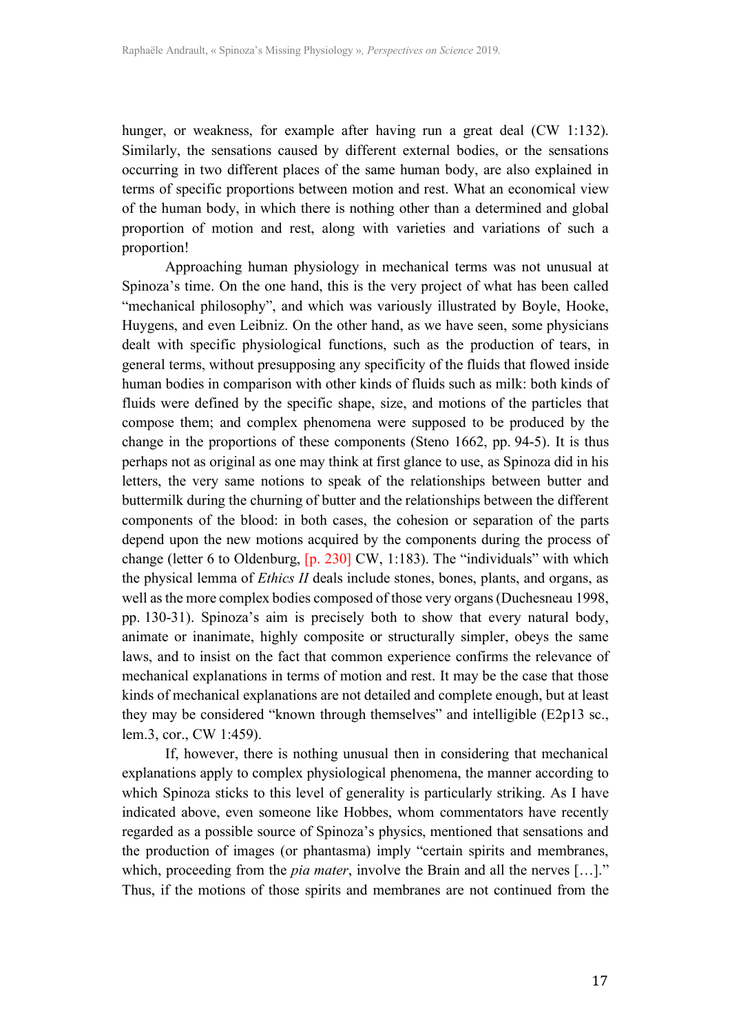hunger, or weakness, for example after having run a great deal (CW 1:132). Similarly, the sensations caused by different external bodies, or the sensations occurring in two different places of the same human body, are also explained in terms of specific proportions between motion and rest. What an economical view of the human body, in which there is nothing other than a determined and global proportion of motion and rest, along with varieties and variations of such a proportion!

Approaching human physiology in mechanical terms was not unusual at Spinoza's time. On the one hand, this is the very project of what has been called "mechanical philosophy", and which was variously illustrated by Boyle, Hooke, Huygens, and even Leibniz. On the other hand, as we have seen, some physicians dealt with specific physiological functions, such as the production of tears, in general terms, without presupposing any specificity of the fluids that flowed inside human bodies in comparison with other kinds of fluids such as milk: both kinds of fluids were defined by the specific shape, size, and motions of the particles that compose them; and complex phenomena were supposed to be produced by the change in the proportions of these components (Steno 1662, pp. 94-5). It is thus perhaps not as original as one may think at first glance to use, as Spinoza did in his letters, the very same notions to speak of the relationships between butter and buttermilk during the churning of butter and the relationships between the different components of the blood: in both cases, the cohesion or separation of the parts depend upon the new motions acquired by the components during the process of change (letter 6 to Oldenburg, [p. 230] CW, 1:183). The "individuals" with which the physical lemma of *Ethics II* deals include stones, bones, plants, and organs, as well as the more complex bodies composed of those very organs (Duchesneau 1998, pp. 130-31). Spinoza's aim is precisely both to show that every natural body, animate or inanimate, highly composite or structurally simpler, obeys the same laws, and to insist on the fact that common experience confirms the relevance of mechanical explanations in terms of motion and rest. It may be the case that those kinds of mechanical explanations are not detailed and complete enough, but at least they may be considered "known through themselves" and intelligible (E2p13 sc., lem.3, cor., CW 1:459).

If, however, there is nothing unusual then in considering that mechanical explanations apply to complex physiological phenomena, the manner according to which Spinoza sticks to this level of generality is particularly striking. As I have indicated above, even someone like Hobbes, whom commentators have recently regarded as a possible source of Spinoza's physics, mentioned that sensations and the production of images (or phantasma) imply "certain spirits and membranes, which, proceeding from the *pia mater*, involve the Brain and all the nerves […]." Thus, if the motions of those spirits and membranes are not continued from the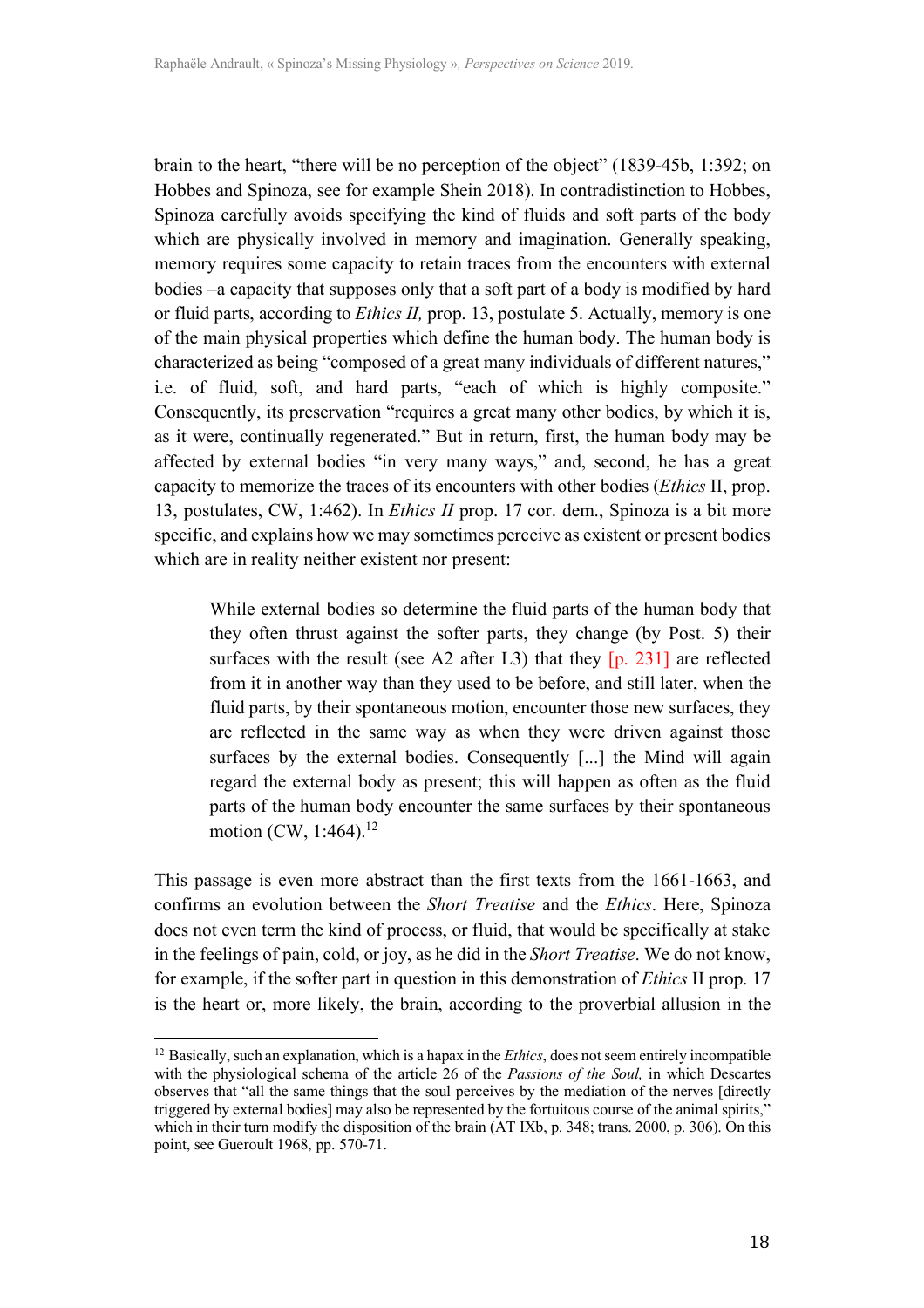brain to the heart, "there will be no perception of the object" (1839-45b, 1:392; on Hobbes and Spinoza, see for example Shein 2018). In contradistinction to Hobbes, Spinoza carefully avoids specifying the kind of fluids and soft parts of the body which are physically involved in memory and imagination. Generally speaking, memory requires some capacity to retain traces from the encounters with external bodies –a capacity that supposes only that a soft part of a body is modified by hard or fluid parts, according to *Ethics II,* prop. 13, postulate 5. Actually, memory is one of the main physical properties which define the human body. The human body is characterized as being "composed of a great many individuals of different natures," i.e. of fluid, soft, and hard parts, "each of which is highly composite." Consequently, its preservation "requires a great many other bodies, by which it is, as it were, continually regenerated." But in return, first, the human body may be affected by external bodies "in very many ways," and, second, he has a great capacity to memorize the traces of its encounters with other bodies (*Ethics* II, prop. 13, postulates, CW, 1:462). In *Ethics II* prop. 17 cor. dem., Spinoza is a bit more specific, and explains how we may sometimes perceive as existent or present bodies which are in reality neither existent nor present:

> While external bodies so determine the fluid parts of the human body that they often thrust against the softer parts, they change (by Post. 5) their surfaces with the result (see A2 after L3) that they [p. 231] are reflected from it in another way than they used to be before, and still later, when the fluid parts, by their spontaneous motion, encounter those new surfaces, they are reflected in the same way as when they were driven against those surfaces by the external bodies. Consequently [...] the Mind will again regard the external body as present; this will happen as often as the fluid parts of the human body encounter the same surfaces by their spontaneous motion (CW, 1:464).[12]

This passage is even more abstract than the first texts from the 1661-1663, and confirms an evolution between the *Short Treatise* and the *Ethics*. Here, Spinoza does not even term the kind of process, or fluid, that would be specifically at stake in the feelings of pain, cold, or joy, as he did in the *Short Treatise*. We do not know, for example, if the softer part in question in this demonstration of *Ethics* II prop. 17 is the heart or, more likely, the brain, according to the proverbial allusion in the

[12] Basically, such an explanation, which is a hapax in the *Ethics*, does not seem entirely incompatible with the physiological schema of the article 26 of the *Passions of the Soul,* in which Descartes observes that "all the same things that the soul perceives by the mediation of the nerves [directly triggered by external bodies] may also be represented by the fortuitous course of the animal spirits," which in their turn modify the disposition of the brain (AT IXb, p. 348; trans. 2000, p. 306). On this point, see Gueroult 1968, pp. 570-71.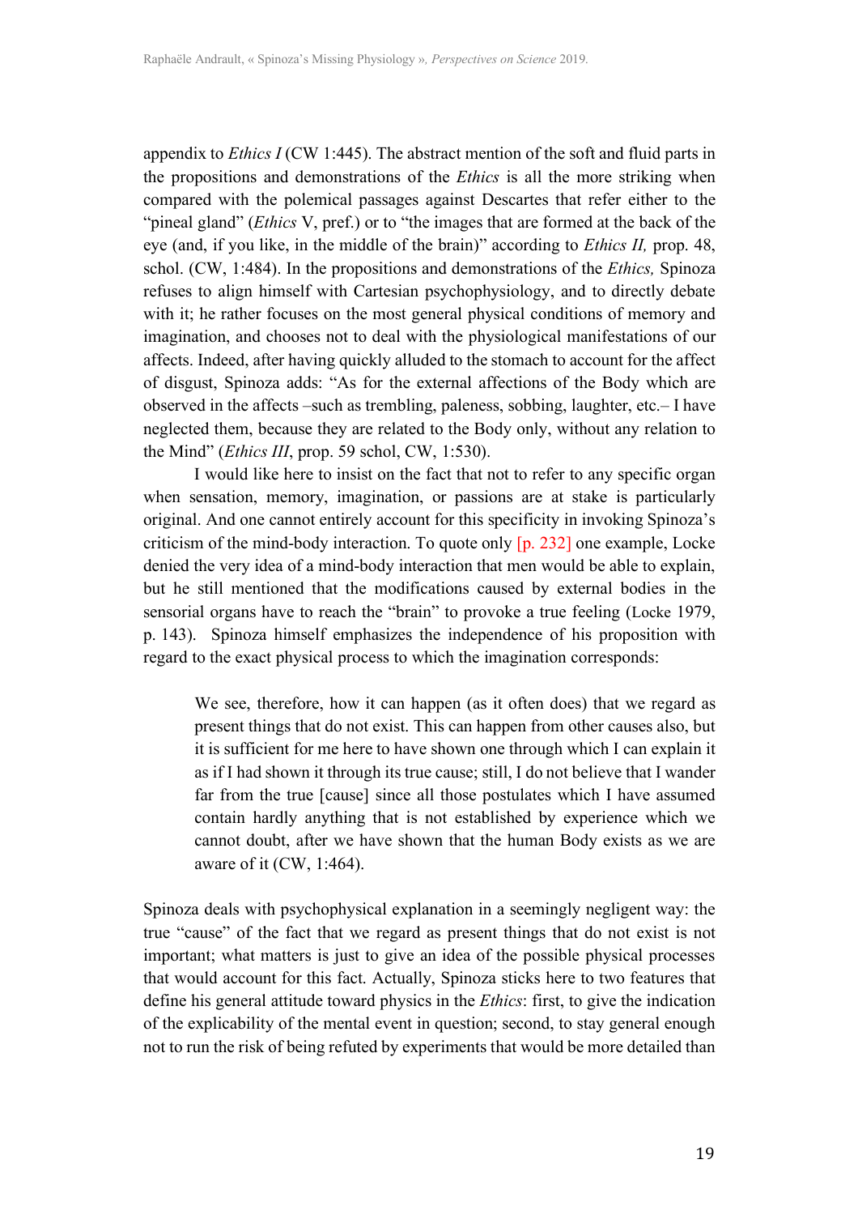appendix to *Ethics I* (CW 1:445). The abstract mention of the soft and fluid parts in the propositions and demonstrations of the *Ethics* is all the more striking when compared with the polemical passages against Descartes that refer either to the "pineal gland" (*Ethics* V, pref.) or to "the images that are formed at the back of the eye (and, if you like, in the middle of the brain)" according to *Ethics II,* prop. 48, schol. (CW, 1:484). In the propositions and demonstrations of the *Ethics,* Spinoza refuses to align himself with Cartesian psychophysiology, and to directly debate with it; he rather focuses on the most general physical conditions of memory and imagination, and chooses not to deal with the physiological manifestations of our affects. Indeed, after having quickly alluded to the stomach to account for the affect of disgust, Spinoza adds: "As for the external affections of the Body which are observed in the affects –such as trembling, paleness, sobbing, laughter, etc.– I have neglected them, because they are related to the Body only, without any relation to the Mind" (*Ethics III*, prop. 59 schol, CW, 1:530).

I would like here to insist on the fact that not to refer to any specific organ when sensation, memory, imagination, or passions are at stake is particularly original. And one cannot entirely account for this specificity in invoking Spinoza's criticism of the mind-body interaction. To quote only [p. 232] one example, Locke denied the very idea of a mind-body interaction that men would be able to explain, but he still mentioned that the modifications caused by external bodies in the sensorial organs have to reach the "brain" to provoke a true feeling (Locke 1979, p. 143). Spinoza himself emphasizes the independence of his proposition with regard to the exact physical process to which the imagination corresponds:

> We see, therefore, how it can happen (as it often does) that we regard as present things that do not exist. This can happen from other causes also, but it is sufficient for me here to have shown one through which I can explain it as if I had shown it through its true cause; still, I do not believe that I wander far from the true [cause] since all those postulates which I have assumed contain hardly anything that is not established by experience which we cannot doubt, after we have shown that the human Body exists as we are aware of it (CW, 1:464).

Spinoza deals with psychophysical explanation in a seemingly negligent way: the true "cause" of the fact that we regard as present things that do not exist is not important; what matters is just to give an idea of the possible physical processes that would account for this fact. Actually, Spinoza sticks here to two features that define his general attitude toward physics in the *Ethics*: first, to give the indication of the explicability of the mental event in question; second, to stay general enough not to run the risk of being refuted by experiments that would be more detailed than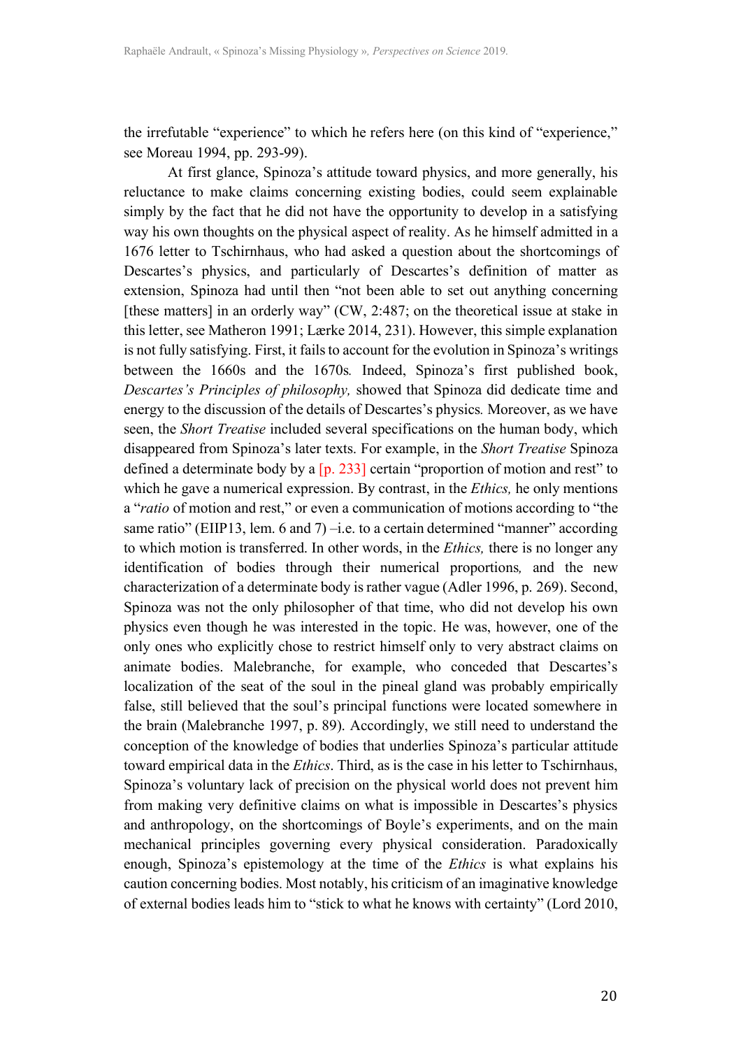the irrefutable "experience" to which he refers here (on this kind of "experience," see Moreau 1994, pp. 293-99).

At first glance, Spinoza's attitude toward physics, and more generally, his reluctance to make claims concerning existing bodies, could seem explainable simply by the fact that he did not have the opportunity to develop in a satisfying way his own thoughts on the physical aspect of reality. As he himself admitted in a 1676 letter to Tschirnhaus, who had asked a question about the shortcomings of Descartes's physics, and particularly of Descartes's definition of matter as extension, Spinoza had until then "not been able to set out anything concerning [these matters] in an orderly way" (CW, 2:487; on the theoretical issue at stake in this letter, see Matheron 1991; Lærke 2014, 231). However, this simple explanation is not fully satisfying. First, it fails to account for the evolution in Spinoza's writings between the 1660s and the 1670s. Indeed, Spinoza's first published book, *Descartes's Principles of philosophy,* showed that Spinoza did dedicate time and energy to the discussion of the details of Descartes's physics. Moreover, as we have seen, the *Short Treatise* included several specifications on the human body, which disappeared from Spinoza's later texts. For example, in the *Short Treatise* Spinoza defined a determinate body by a [p. 233] certain "proportion of motion and rest" to which he gave a numerical expression. By contrast, in the *Ethics,* he only mentions a "*ratio* of motion and rest," or even a communication of motions according to "the same ratio" (EIIP13, lem. 6 and 7) –i.e. to a certain determined "manner" according to which motion is transferred. In other words, in the *Ethics,* there is no longer any identification of bodies through their numerical proportions*,* and the new characterization of a determinate body is rather vague (Adler 1996, p. 269). Second, Spinoza was not the only philosopher of that time, who did not develop his own physics even though he was interested in the topic. He was, however, one of the only ones who explicitly chose to restrict himself only to very abstract claims on animate bodies. Malebranche, for example, who conceded that Descartes's localization of the seat of the soul in the pineal gland was probably empirically false, still believed that the soul's principal functions were located somewhere in the brain (Malebranche 1997, p. 89). Accordingly, we still need to understand the conception of the knowledge of bodies that underlies Spinoza's particular attitude toward empirical data in the *Ethics*. Third, as is the case in his letter to Tschirnhaus, Spinoza's voluntary lack of precision on the physical world does not prevent him from making very definitive claims on what is impossible in Descartes's physics and anthropology, on the shortcomings of Boyle's experiments, and on the main mechanical principles governing every physical consideration. Paradoxically enough, Spinoza's epistemology at the time of the *Ethics* is what explains his caution concerning bodies. Most notably, his criticism of an imaginative knowledge of external bodies leads him to "stick to what he knows with certainty" (Lord 2010,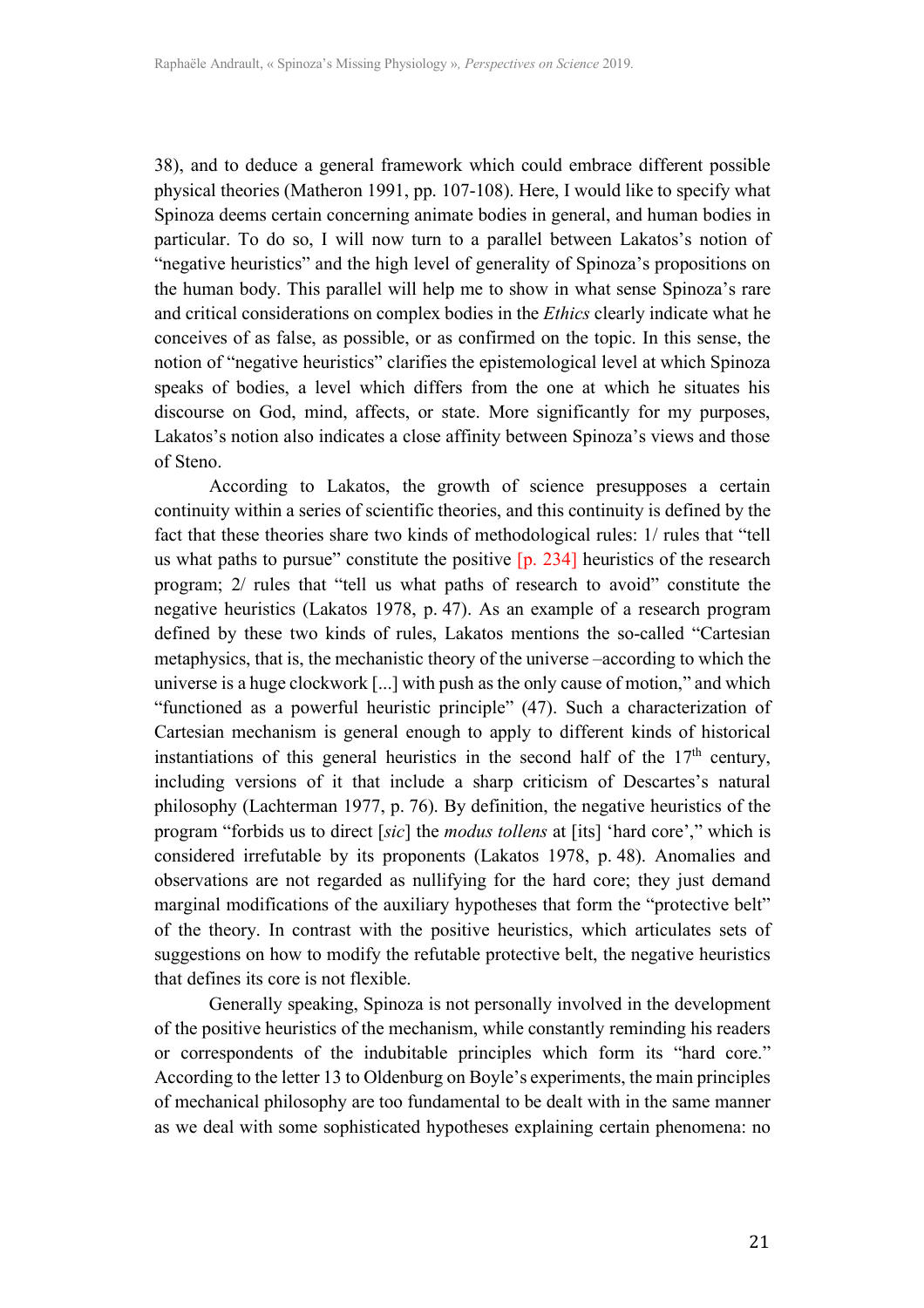38), and to deduce a general framework which could embrace different possible physical theories (Matheron 1991, pp. 107-108). Here, I would like to specify what Spinoza deems certain concerning animate bodies in general, and human bodies in particular. To do so, I will now turn to a parallel between Lakatos's notion of "negative heuristics" and the high level of generality of Spinoza's propositions on the human body. This parallel will help me to show in what sense Spinoza's rare and critical considerations on complex bodies in the *Ethics* clearly indicate what he conceives of as false, as possible, or as confirmed on the topic. In this sense, the notion of "negative heuristics" clarifies the epistemological level at which Spinoza speaks of bodies, a level which differs from the one at which he situates his discourse on God, mind, affects, or state. More significantly for my purposes, Lakatos's notion also indicates a close affinity between Spinoza's views and those of Steno.

According to Lakatos, the growth of science presupposes a certain continuity within a series of scientific theories, and this continuity is defined by the fact that these theories share two kinds of methodological rules: 1/ rules that "tell us what paths to pursue" constitute the positive [p. 234] heuristics of the research program; 2/ rules that "tell us what paths of research to avoid" constitute the negative heuristics (Lakatos 1978, p. 47). As an example of a research program defined by these two kinds of rules, Lakatos mentions the so-called "Cartesian metaphysics, that is, the mechanistic theory of the universe –according to which the universe is a huge clockwork [...] with push as the only cause of motion," and which "functioned as a powerful heuristic principle" (47). Such a characterization of Cartesian mechanism is general enough to apply to different kinds of historical instantiations of this general heuristics in the second half of the 17th century, including versions of it that include a sharp criticism of Descartes's natural philosophy (Lachterman 1977, p. 76). By definition, the negative heuristics of the program "forbids us to direct [*sic*] the *modus tollens* at [its] 'hard core'," which is considered irrefutable by its proponents (Lakatos 1978, p. 48). Anomalies and observations are not regarded as nullifying for the hard core; they just demand marginal modifications of the auxiliary hypotheses that form the "protective belt" of the theory. In contrast with the positive heuristics, which articulates sets of suggestions on how to modify the refutable protective belt, the negative heuristics that defines its core is not flexible.

Generally speaking, Spinoza is not personally involved in the development of the positive heuristics of the mechanism, while constantly reminding his readers or correspondents of the indubitable principles which form its "hard core." According to the letter 13 to Oldenburg on Boyle's experiments, the main principles of mechanical philosophy are too fundamental to be dealt with in the same manner as we deal with some sophisticated hypotheses explaining certain phenomena: no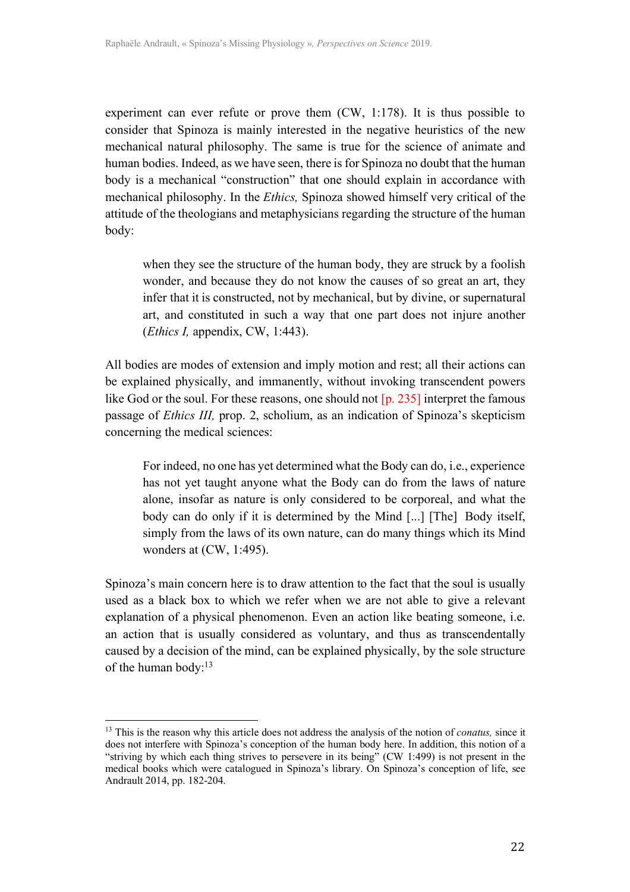experiment can ever refute or prove them (CW, 1:178). It is thus possible to consider that Spinoza is mainly interested in the negative heuristics of the new mechanical natural philosophy. The same is true for the science of animate and human bodies. Indeed, as we have seen, there is for Spinoza no doubt that the human body is a mechanical "construction" that one should explain in accordance with mechanical philosophy. In the *Ethics,* Spinoza showed himself very critical of the attitude of the theologians and metaphysicians regarding the structure of the human body:

> when they see the structure of the human body, they are struck by a foolish wonder, and because they do not know the causes of so great an art, they infer that it is constructed, not by mechanical, but by divine, or supernatural art, and constituted in such a way that one part does not injure another (*Ethics I,* appendix, CW, 1:443).

All bodies are modes of extension and imply motion and rest; all their actions can be explained physically, and immanently, without invoking transcendent powers like God or the soul. For these reasons, one should not [p. 235] interpret the famous passage of *Ethics III,* prop. 2, scholium, as an indication of Spinoza's skepticism concerning the medical sciences:

> For indeed, no one has yet determined what the Body can do, i.e., experience has not yet taught anyone what the Body can do from the laws of nature alone, insofar as nature is only considered to be corporeal, and what the body can do only if it is determined by the Mind [...] [The] Body itself, simply from the laws of its own nature, can do many things which its Mind wonders at (CW, 1:495).

Spinoza's main concern here is to draw attention to the fact that the soul is usually used as a black box to which we refer when we are not able to give a relevant explanation of a physical phenomenon. Even an action like beating someone, i.e. an action that is usually considered as voluntary, and thus as transcendentally caused by a decision of the mind, can be explained physically, by the sole structure of the human body:[13]

---

[13] This is the reason why this article does not address the analysis of the notion of *conatus,* since it does not interfere with Spinoza's conception of the human body here. In addition, this notion of a "striving by which each thing strives to persevere in its being" (CW 1:499) is not present in the medical books which were catalogued in Spinoza's library. On Spinoza's conception of life, see Andrault 2014, pp. 182-204.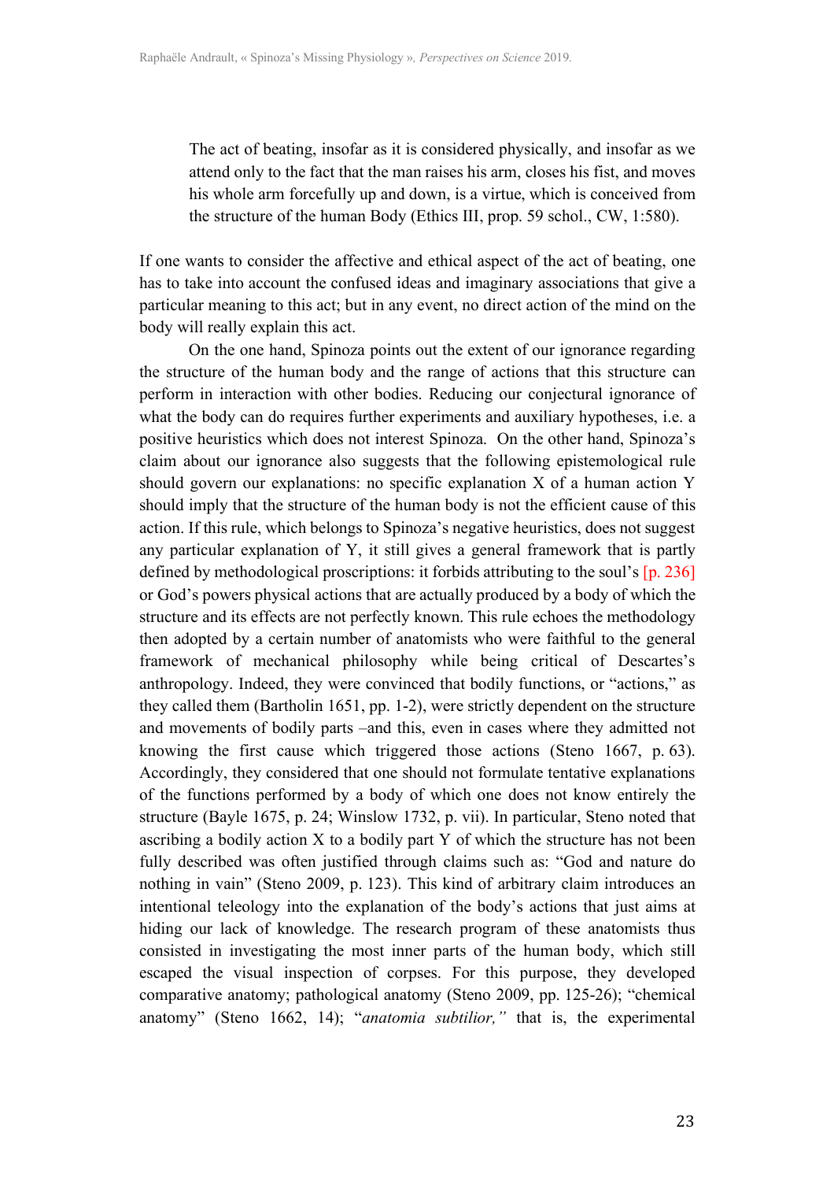> The act of beating, insofar as it is considered physically, and insofar as we attend only to the fact that the man raises his arm, closes his fist, and moves his whole arm forcefully up and down, is a virtue, which is conceived from the structure of the human Body (Ethics III, prop. 59 schol., CW, 1:580).

If one wants to consider the affective and ethical aspect of the act of beating, one has to take into account the confused ideas and imaginary associations that give a particular meaning to this act; but in any event, no direct action of the mind on the body will really explain this act.

On the one hand, Spinoza points out the extent of our ignorance regarding the structure of the human body and the range of actions that this structure can perform in interaction with other bodies. Reducing our conjectural ignorance of what the body can do requires further experiments and auxiliary hypotheses, i.e. a positive heuristics which does not interest Spinoza. On the other hand, Spinoza's claim about our ignorance also suggests that the following epistemological rule should govern our explanations: no specific explanation X of a human action Y should imply that the structure of the human body is not the efficient cause of this action. If this rule, which belongs to Spinoza's negative heuristics, does not suggest any particular explanation of Y, it still gives a general framework that is partly defined by methodological proscriptions: it forbids attributing to the soul's [p. 236] or God's powers physical actions that are actually produced by a body of which the structure and its effects are not perfectly known. This rule echoes the methodology then adopted by a certain number of anatomists who were faithful to the general framework of mechanical philosophy while being critical of Descartes's anthropology. Indeed, they were convinced that bodily functions, or "actions," as they called them (Bartholin 1651, pp. 1-2), were strictly dependent on the structure and movements of bodily parts –and this, even in cases where they admitted not knowing the first cause which triggered those actions (Steno 1667, p. 63). Accordingly, they considered that one should not formulate tentative explanations of the functions performed by a body of which one does not know entirely the structure (Bayle 1675, p. 24; Winslow 1732, p. vii). In particular, Steno noted that ascribing a bodily action X to a bodily part Y of which the structure has not been fully described was often justified through claims such as: "God and nature do nothing in vain" (Steno 2009, p. 123). This kind of arbitrary claim introduces an intentional teleology into the explanation of the body's actions that just aims at hiding our lack of knowledge. The research program of these anatomists thus consisted in investigating the most inner parts of the human body, which still escaped the visual inspection of corpses. For this purpose, they developed comparative anatomy; pathological anatomy (Steno 2009, pp. 125-26); "chemical anatomy" (Steno 1662, 14); "*anatomia subtilior,*" that is, the experimental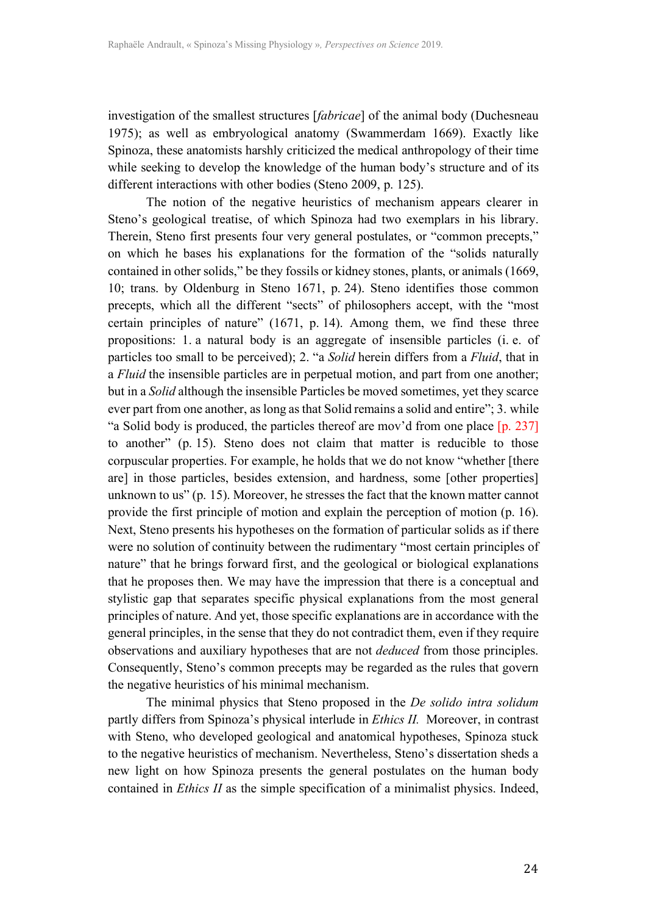investigation of the smallest structures [*fabricae*] of the animal body (Duchesneau 1975); as well as embryological anatomy (Swammerdam 1669). Exactly like Spinoza, these anatomists harshly criticized the medical anthropology of their time while seeking to develop the knowledge of the human body's structure and of its different interactions with other bodies (Steno 2009, p. 125).

The notion of the negative heuristics of mechanism appears clearer in Steno's geological treatise, of which Spinoza had two exemplars in his library. Therein, Steno first presents four very general postulates, or "common precepts," on which he bases his explanations for the formation of the "solids naturally contained in other solids," be they fossils or kidney stones, plants, or animals (1669, 10; trans. by Oldenburg in Steno 1671, p. 24). Steno identifies those common precepts, which all the different "sects" of philosophers accept, with the "most certain principles of nature" (1671, p. 14). Among them, we find these three propositions: 1. a natural body is an aggregate of insensible particles (i. e. of particles too small to be perceived); 2. "a *Solid* herein differs from a *Fluid*, that in a *Fluid* the insensible particles are in perpetual motion, and part from one another; but in a *Solid* although the insensible Particles be moved sometimes, yet they scarce ever part from one another, as long as that Solid remains a solid and entire"; 3. while "a Solid body is produced, the particles thereof are mov'd from one place [p. 237] to another" (p. 15). Steno does not claim that matter is reducible to those corpuscular properties. For example, he holds that we do not know "whether [there are] in those particles, besides extension, and hardness, some [other properties] unknown to us" (p. 15). Moreover, he stresses the fact that the known matter cannot provide the first principle of motion and explain the perception of motion (p. 16). Next, Steno presents his hypotheses on the formation of particular solids as if there were no solution of continuity between the rudimentary "most certain principles of nature" that he brings forward first, and the geological or biological explanations that he proposes then. We may have the impression that there is a conceptual and stylistic gap that separates specific physical explanations from the most general principles of nature. And yet, those specific explanations are in accordance with the general principles, in the sense that they do not contradict them, even if they require observations and auxiliary hypotheses that are not *deduced* from those principles. Consequently, Steno's common precepts may be regarded as the rules that govern the negative heuristics of his minimal mechanism.

The minimal physics that Steno proposed in the *De solido intra solidum* partly differs from Spinoza's physical interlude in *Ethics II.* Moreover, in contrast with Steno, who developed geological and anatomical hypotheses, Spinoza stuck to the negative heuristics of mechanism. Nevertheless, Steno's dissertation sheds a new light on how Spinoza presents the general postulates on the human body contained in *Ethics II* as the simple specification of a minimalist physics. Indeed,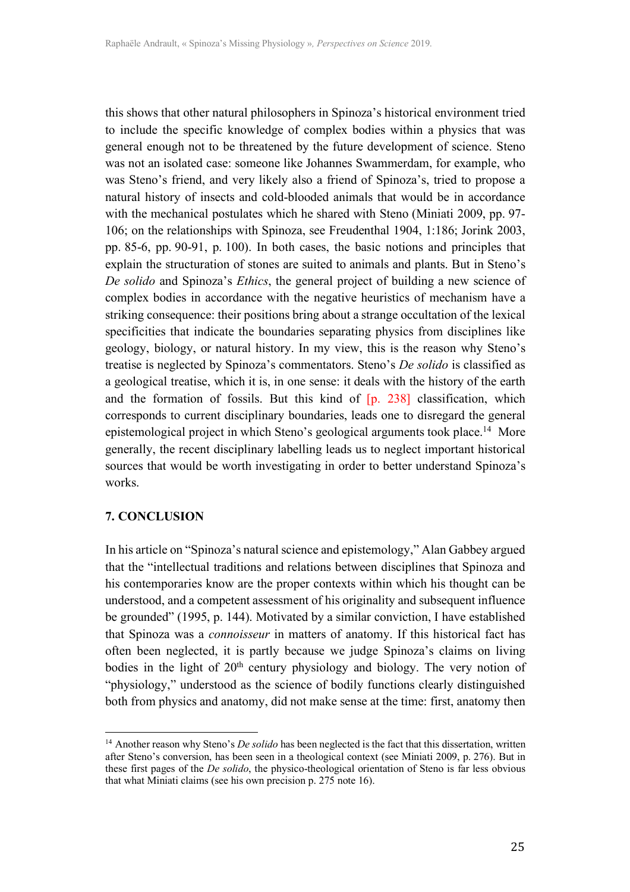this shows that other natural philosophers in Spinoza's historical environment tried to include the specific knowledge of complex bodies within a physics that was general enough not to be threatened by the future development of science. Steno was not an isolated case: someone like Johannes Swammerdam, for example, who was Steno's friend, and very likely also a friend of Spinoza's, tried to propose a natural history of insects and cold-blooded animals that would be in accordance with the mechanical postulates which he shared with Steno (Miniati 2009, pp. 97-106; on the relationships with Spinoza, see Freudenthal 1904, 1:186; Jorink 2003, pp. 85-6, pp. 90-91, p. 100). In both cases, the basic notions and principles that explain the structuration of stones are suited to animals and plants. But in Steno's *De solido* and Spinoza's *Ethics*, the general project of building a new science of complex bodies in accordance with the negative heuristics of mechanism have a striking consequence: their positions bring about a strange occultation of the lexical specificities that indicate the boundaries separating physics from disciplines like geology, biology, or natural history. In my view, this is the reason why Steno's treatise is neglected by Spinoza's commentators. Steno's *De solido* is classified as a geological treatise, which it is, in one sense: it deals with the history of the earth and the formation of fossils. But this kind of [p. 238] classification, which corresponds to current disciplinary boundaries, leads one to disregard the general epistemological project in which Steno's geological arguments took place.[14] More generally, the recent disciplinary labelling leads us to neglect important historical sources that would be worth investigating in order to better understand Spinoza's works.

## 7. CONCLUSION

In his article on "Spinoza's natural science and epistemology," Alan Gabbey argued that the "intellectual traditions and relations between disciplines that Spinoza and his contemporaries know are the proper contexts within which his thought can be understood, and a competent assessment of his originality and subsequent influence be grounded" (1995, p. 144). Motivated by a similar conviction, I have established that Spinoza was a *connoisseur* in matters of anatomy. If this historical fact has often been neglected, it is partly because we judge Spinoza's claims on living bodies in the light of 20th century physiology and biology. The very notion of "physiology," understood as the science of bodily functions clearly distinguished both from physics and anatomy, did not make sense at the time: first, anatomy then

[14] Another reason why Steno's *De solido* has been neglected is the fact that this dissertation, written after Steno's conversion, has been seen in a theological context (see Miniati 2009, p. 276). But in these first pages of the *De solido*, the physico-theological orientation of Steno is far less obvious that what Miniati claims (see his own precision p. 275 note 16).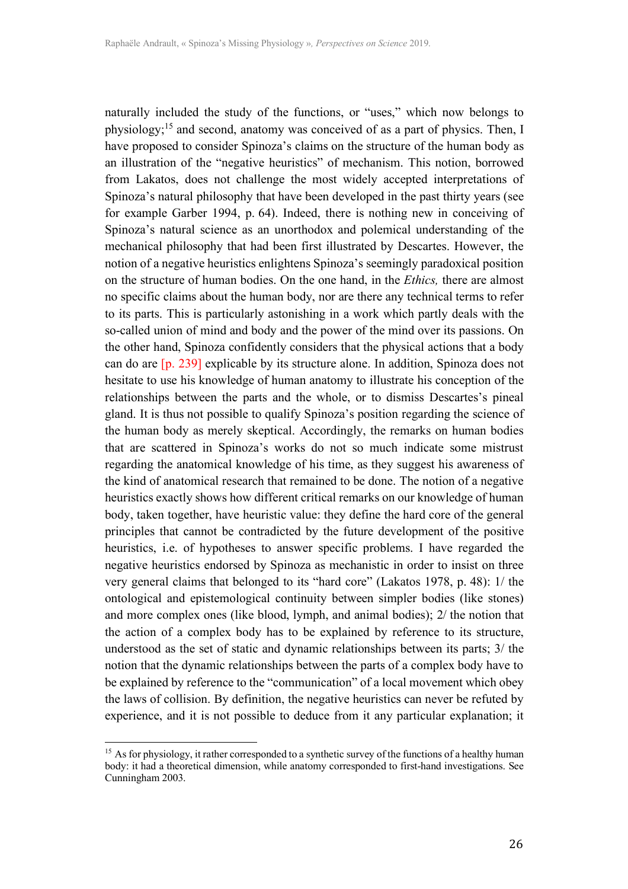naturally included the study of the functions, or "uses," which now belongs to physiology;[15] and second, anatomy was conceived of as a part of physics. Then, I have proposed to consider Spinoza's claims on the structure of the human body as an illustration of the "negative heuristics" of mechanism. This notion, borrowed from Lakatos, does not challenge the most widely accepted interpretations of Spinoza's natural philosophy that have been developed in the past thirty years (see for example Garber 1994, p. 64). Indeed, there is nothing new in conceiving of Spinoza's natural science as an unorthodox and polemical understanding of the mechanical philosophy that had been first illustrated by Descartes. However, the notion of a negative heuristics enlightens Spinoza's seemingly paradoxical position on the structure of human bodies. On the one hand, in the *Ethics,* there are almost no specific claims about the human body, nor are there any technical terms to refer to its parts. This is particularly astonishing in a work which partly deals with the so-called union of mind and body and the power of the mind over its passions. On the other hand, Spinoza confidently considers that the physical actions that a body can do are [p. 239] explicable by its structure alone. In addition, Spinoza does not hesitate to use his knowledge of human anatomy to illustrate his conception of the relationships between the parts and the whole, or to dismiss Descartes's pineal gland. It is thus not possible to qualify Spinoza's position regarding the science of the human body as merely skeptical. Accordingly, the remarks on human bodies that are scattered in Spinoza's works do not so much indicate some mistrust regarding the anatomical knowledge of his time, as they suggest his awareness of the kind of anatomical research that remained to be done. The notion of a negative heuristics exactly shows how different critical remarks on our knowledge of human body, taken together, have heuristic value: they define the hard core of the general principles that cannot be contradicted by the future development of the positive heuristics, i.e. of hypotheses to answer specific problems. I have regarded the negative heuristics endorsed by Spinoza as mechanistic in order to insist on three very general claims that belonged to its "hard core" (Lakatos 1978, p. 48): 1/ the ontological and epistemological continuity between simpler bodies (like stones) and more complex ones (like blood, lymph, and animal bodies); 2/ the notion that the action of a complex body has to be explained by reference to its structure, understood as the set of static and dynamic relationships between its parts; 3/ the notion that the dynamic relationships between the parts of a complex body have to be explained by reference to the "communication" of a local movement which obey the laws of collision. By definition, the negative heuristics can never be refuted by experience, and it is not possible to deduce from it any particular explanation; it

[15] As for physiology, it rather corresponded to a synthetic survey of the functions of a healthy human body: it had a theoretical dimension, while anatomy corresponded to first-hand investigations. See Cunningham 2003.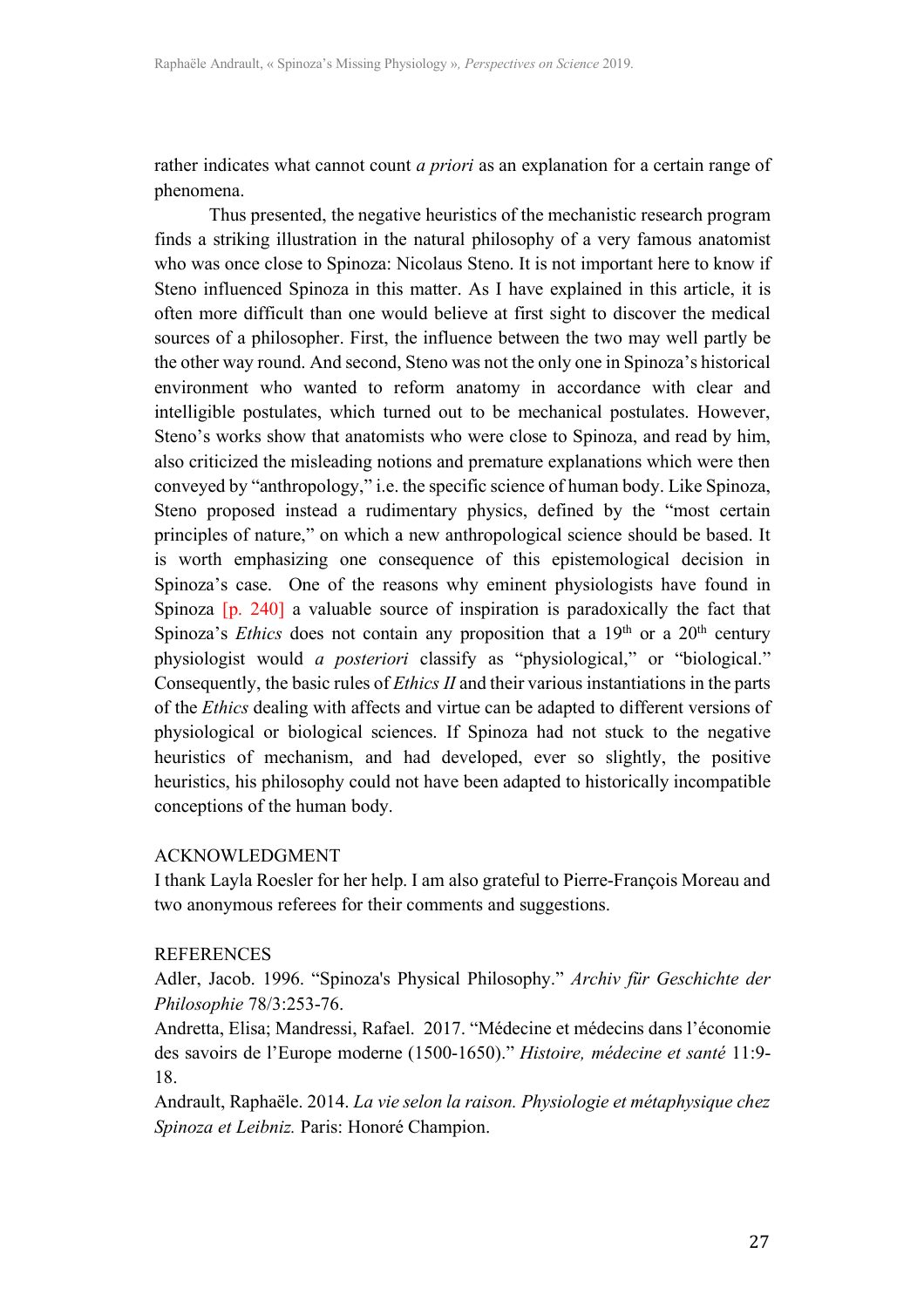rather indicates what cannot count *a priori* as an explanation for a certain range of phenomena.

Thus presented, the negative heuristics of the mechanistic research program finds a striking illustration in the natural philosophy of a very famous anatomist who was once close to Spinoza: Nicolaus Steno. It is not important here to know if Steno influenced Spinoza in this matter. As I have explained in this article, it is often more difficult than one would believe at first sight to discover the medical sources of a philosopher. First, the influence between the two may well partly be the other way round. And second, Steno was not the only one in Spinoza's historical environment who wanted to reform anatomy in accordance with clear and intelligible postulates, which turned out to be mechanical postulates. However, Steno's works show that anatomists who were close to Spinoza, and read by him, also criticized the misleading notions and premature explanations which were then conveyed by "anthropology," i.e. the specific science of human body. Like Spinoza, Steno proposed instead a rudimentary physics, defined by the "most certain principles of nature," on which a new anthropological science should be based. It is worth emphasizing one consequence of this epistemological decision in Spinoza's case. One of the reasons why eminent physiologists have found in Spinoza [p. 240] a valuable source of inspiration is paradoxically the fact that Spinoza's *Ethics* does not contain any proposition that a 19th or a 20th century physiologist would *a posteriori* classify as "physiological," or "biological." Consequently, the basic rules of *Ethics II* and their various instantiations in the parts of the *Ethics* dealing with affects and virtue can be adapted to different versions of physiological or biological sciences. If Spinoza had not stuck to the negative heuristics of mechanism, and had developed, ever so slightly, the positive heuristics, his philosophy could not have been adapted to historically incompatible conceptions of the human body.

ACKNOWLEDGMENT

I thank Layla Roesler for her help. I am also grateful to Pierre-François Moreau and two anonymous referees for their comments and suggestions.

REFERENCES

Adler, Jacob. 1996. "Spinoza's Physical Philosophy." *Archiv für Geschichte der Philosophie* 78/3:253-76.

Andretta, Elisa; Mandressi, Rafael. 2017. "Médecine et médecins dans l'économie des savoirs de l'Europe moderne (1500-1650)." *Histoire, médecine et santé* 11:9-18.

Andrault, Raphaële. 2014. *La vie selon la raison. Physiologie et métaphysique chez Spinoza et Leibniz.* Paris: Honoré Champion.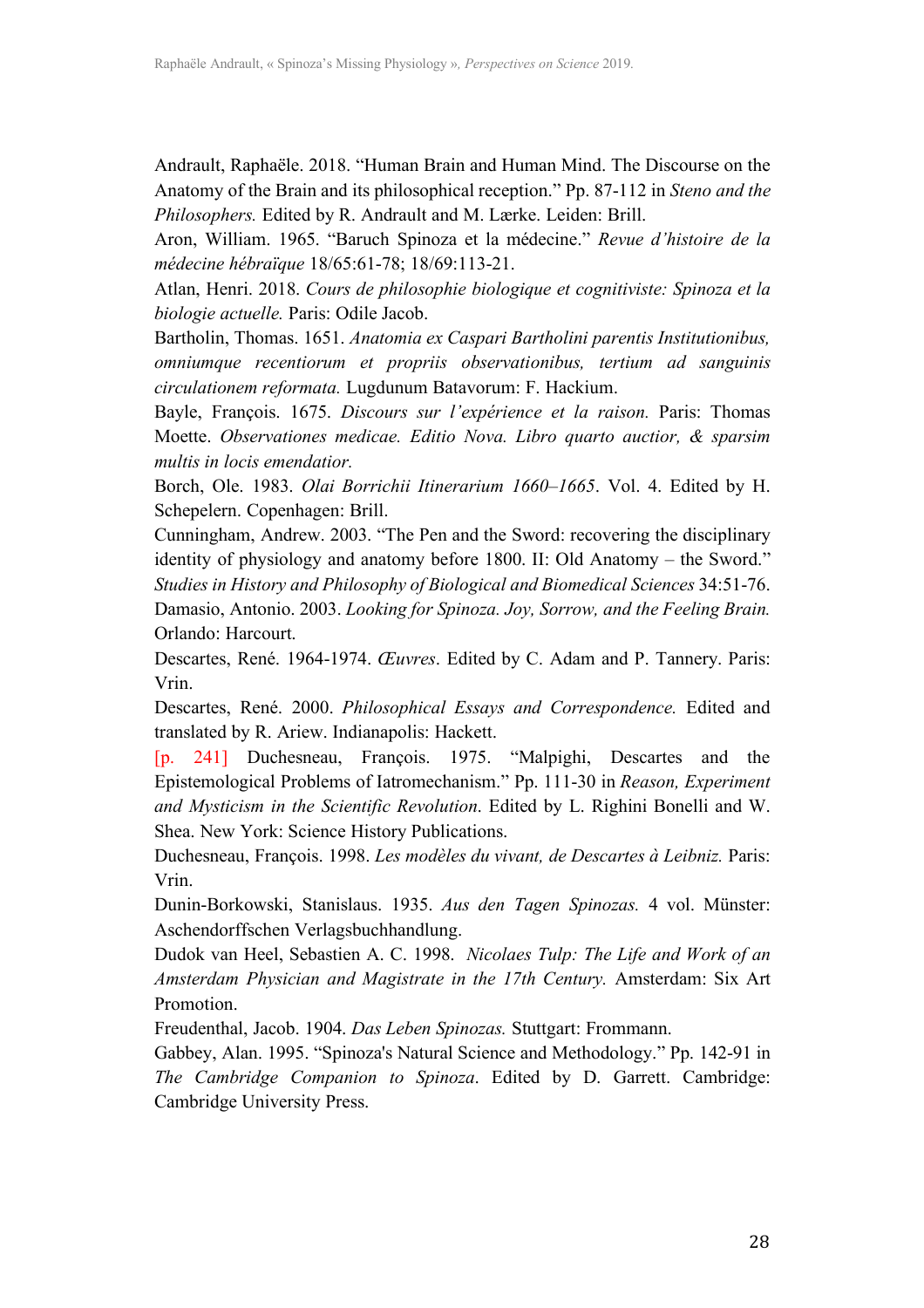Andrault, Raphaële. 2018. "Human Brain and Human Mind. The Discourse on the Anatomy of the Brain and its philosophical reception." Pp. 87-112 in *Steno and the Philosophers.* Edited by R. Andrault and M. Lærke. Leiden: Brill.

Aron, William. 1965. "Baruch Spinoza et la médecine." *Revue d'histoire de la médecine hébraïque* 18/65:61-78; 18/69:113-21.

Atlan, Henri. 2018. *Cours de philosophie biologique et cognitiviste: Spinoza et la biologie actuelle.* Paris: Odile Jacob.

Bartholin, Thomas. 1651. *Anatomia ex Caspari Bartholini parentis Institutionibus, omniumque recentiorum et propriis observationibus, tertium ad sanguinis circulationem reformata.* Lugdunum Batavorum: F. Hackium.

Bayle, François. 1675. *Discours sur l'expérience et la raison.* Paris: Thomas Moette. *Observationes medicae. Editio Nova. Libro quarto auctior, & sparsim multis in locis emendatior.*

Borch, Ole. 1983. *Olai Borrichii Itinerarium 1660–1665*. Vol. 4. Edited by H. Schepelern. Copenhagen: Brill.

Cunningham, Andrew. 2003. "The Pen and the Sword: recovering the disciplinary identity of physiology and anatomy before 1800. II: Old Anatomy – the Sword." *Studies in History and Philosophy of Biological and Biomedical Sciences* 34:51-76.

Damasio, Antonio. 2003. *Looking for Spinoza. Joy, Sorrow, and the Feeling Brain.* Orlando: Harcourt.

Descartes, René. 1964-1974. *Œuvres*. Edited by C. Adam and P. Tannery. Paris: Vrin.

Descartes, René. 2000. *Philosophical Essays and Correspondence.* Edited and translated by R. Ariew. Indianapolis: Hackett.

[p. 241] Duchesneau, François. 1975. "Malpighi, Descartes and the Epistemological Problems of Iatromechanism." Pp. 111-30 in *Reason, Experiment and Mysticism in the Scientific Revolution*. Edited by L. Righini Bonelli and W. Shea. New York: Science History Publications.

Duchesneau, François. 1998. *Les modèles du vivant, de Descartes à Leibniz.* Paris: Vrin.

Dunin-Borkowski, Stanislaus. 1935. *Aus den Tagen Spinozas.* 4 vol. Münster: Aschendorffschen Verlagsbuchhandlung.

Dudok van Heel, Sebastien A. C. 1998. *Nicolaes Tulp: The Life and Work of an Amsterdam Physician and Magistrate in the 17th Century.* Amsterdam: Six Art Promotion.

Freudenthal, Jacob. 1904. *Das Leben Spinozas.* Stuttgart: Frommann.

Gabbey, Alan. 1995. "Spinoza's Natural Science and Methodology." Pp. 142-91 in *The Cambridge Companion to Spinoza*. Edited by D. Garrett. Cambridge: Cambridge University Press.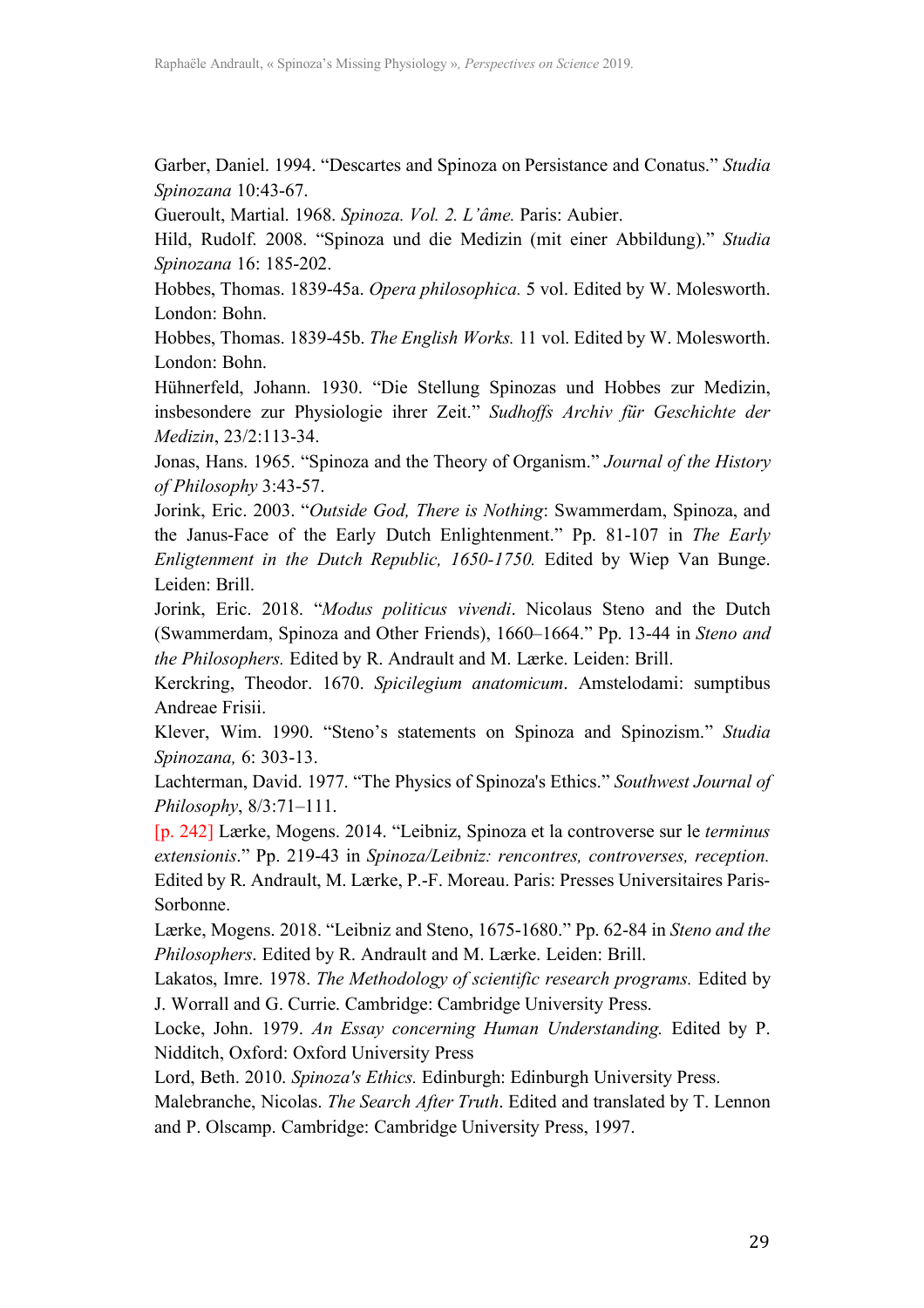Garber, Daniel. 1994. "Descartes and Spinoza on Persistance and Conatus." *Studia Spinozana* 10:43-67.

Gueroult, Martial. 1968. *Spinoza. Vol. 2. L'âme.* Paris: Aubier.

Hild, Rudolf. 2008. "Spinoza und die Medizin (mit einer Abbildung)." *Studia Spinozana* 16: 185-202.

Hobbes, Thomas. 1839-45a. *Opera philosophica.* 5 vol. Edited by W. Molesworth. London: Bohn.

Hobbes, Thomas. 1839-45b. *The English Works.* 11 vol. Edited by W. Molesworth. London: Bohn.

Hühnerfeld, Johann. 1930. "Die Stellung Spinozas und Hobbes zur Medizin, insbesondere zur Physiologie ihrer Zeit." *Sudhoffs Archiv für Geschichte der Medizin*, 23/2:113-34.

Jonas, Hans. 1965. "Spinoza and the Theory of Organism." *Journal of the History of Philosophy* 3:43-57.

Jorink, Eric. 2003. "*Outside God, There is Nothing*: Swammerdam, Spinoza, and the Janus-Face of the Early Dutch Enlightenment." Pp. 81-107 in *The Early Enligtenment in the Dutch Republic, 1650-1750.* Edited by Wiep Van Bunge. Leiden: Brill.

Jorink, Eric. 2018. "*Modus politicus vivendi*. Nicolaus Steno and the Dutch (Swammerdam, Spinoza and Other Friends), 1660–1664." Pp. 13-44 in *Steno and the Philosophers.* Edited by R. Andrault and M. Lærke. Leiden: Brill.

Kerckring, Theodor. 1670. *Spicilegium anatomicum*. Amstelodami: sumptibus Andreae Frisii.

Klever, Wim. 1990. "Steno's statements on Spinoza and Spinozism." *Studia Spinozana,* 6: 303-13.

Lachterman, David. 1977. "The Physics of Spinoza's Ethics." *Southwest Journal of Philosophy*, 8/3:71–111.

[p. 242] Lærke, Mogens. 2014. "Leibniz, Spinoza et la controverse sur le *terminus extensionis*." Pp. 219-43 in *Spinoza/Leibniz: rencontres, controverses, reception.* Edited by R. Andrault, M. Lærke, P.-F. Moreau. Paris: Presses Universitaires Paris-Sorbonne.

Lærke, Mogens. 2018. "Leibniz and Steno, 1675-1680." Pp. 62-84 in *Steno and the Philosophers*. Edited by R. Andrault and M. Lærke. Leiden: Brill.

Lakatos, Imre. 1978. *The Methodology of scientific research programs.* Edited by J. Worrall and G. Currie. Cambridge: Cambridge University Press.

Locke, John. 1979. *An Essay concerning Human Understanding.* Edited by P. Nidditch, Oxford: Oxford University Press

Lord, Beth. 2010. *Spinoza's Ethics.* Edinburgh: Edinburgh University Press.

Malebranche, Nicolas. *The Search After Truth*. Edited and translated by T. Lennon and P. Olscamp. Cambridge: Cambridge University Press, 1997.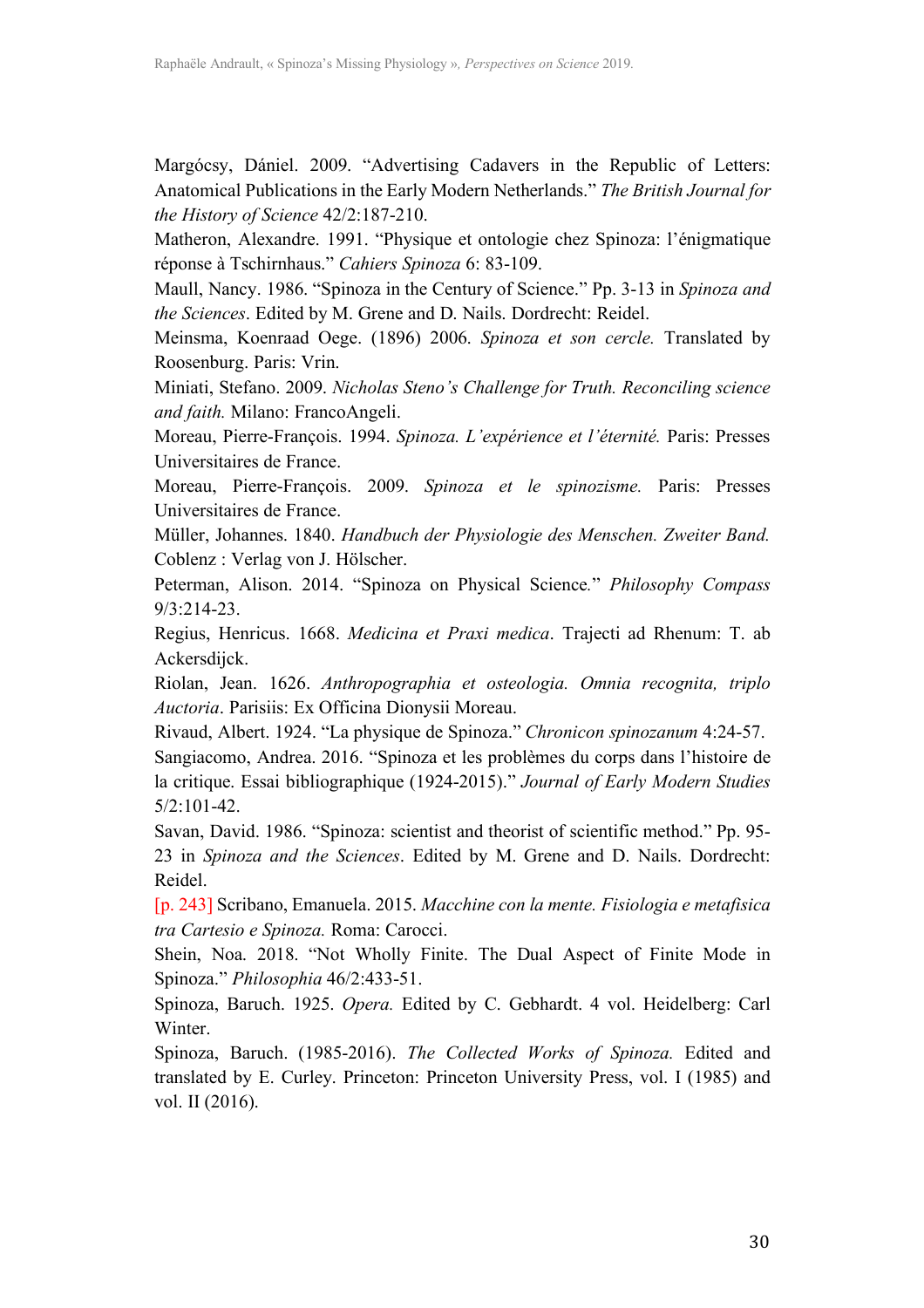Margócsy, Dániel. 2009. "Advertising Cadavers in the Republic of Letters: Anatomical Publications in the Early Modern Netherlands." *The British Journal for the History of Science* 42/2:187-210.

Matheron, Alexandre. 1991. "Physique et ontologie chez Spinoza: l'énigmatique réponse à Tschirnhaus." *Cahiers Spinoza* 6: 83-109.

Maull, Nancy. 1986. "Spinoza in the Century of Science." Pp. 3-13 in *Spinoza and the Sciences*. Edited by M. Grene and D. Nails. Dordrecht: Reidel.

Meinsma, Koenraad Oege. (1896) 2006. *Spinoza et son cercle.* Translated by Roosenburg. Paris: Vrin.

Miniati, Stefano. 2009. *Nicholas Steno's Challenge for Truth. Reconciling science and faith.* Milano: FrancoAngeli.

Moreau, Pierre-François. 1994. *Spinoza. L'expérience et l'éternité.* Paris: Presses Universitaires de France.

Moreau, Pierre-François. 2009. *Spinoza et le spinozisme.* Paris: Presses Universitaires de France.

Müller, Johannes. 1840. *Handbuch der Physiologie des Menschen. Zweiter Band.* Coblenz : Verlag von J. Hölscher.

Peterman, Alison. 2014. "Spinoza on Physical Science." *Philosophy Compass* 9/3:214-23.

Regius, Henricus. 1668. *Medicina et Praxi medica*. Trajecti ad Rhenum: T. ab Ackersdijck.

Riolan, Jean. 1626. *Anthropographia et osteologia. Omnia recognita, triplo Auctoria*. Parisiis: Ex Officina Dionysii Moreau.

Rivaud, Albert. 1924. "La physique de Spinoza." *Chronicon spinozanum* 4:24-57.

Sangiacomo, Andrea. 2016. "Spinoza et les problèmes du corps dans l'histoire de la critique. Essai bibliographique (1924-2015)." *Journal of Early Modern Studies* 5/2:101-42.

Savan, David. 1986. "Spinoza: scientist and theorist of scientific method." Pp. 95-23 in *Spinoza and the Sciences*. Edited by M. Grene and D. Nails. Dordrecht: Reidel.

[p. 243] Scribano, Emanuela. 2015. *Macchine con la mente. Fisiologia e metafisica tra Cartesio e Spinoza.* Roma: Carocci.

Shein, Noa. 2018. "Not Wholly Finite. The Dual Aspect of Finite Mode in Spinoza." *Philosophia* 46/2:433-51.

Spinoza, Baruch. 1925. *Opera.* Edited by C. Gebhardt. 4 vol. Heidelberg: Carl Winter.

Spinoza, Baruch. (1985-2016). *The Collected Works of Spinoza.* Edited and translated by E. Curley. Princeton: Princeton University Press, vol. I (1985) and vol. II (2016).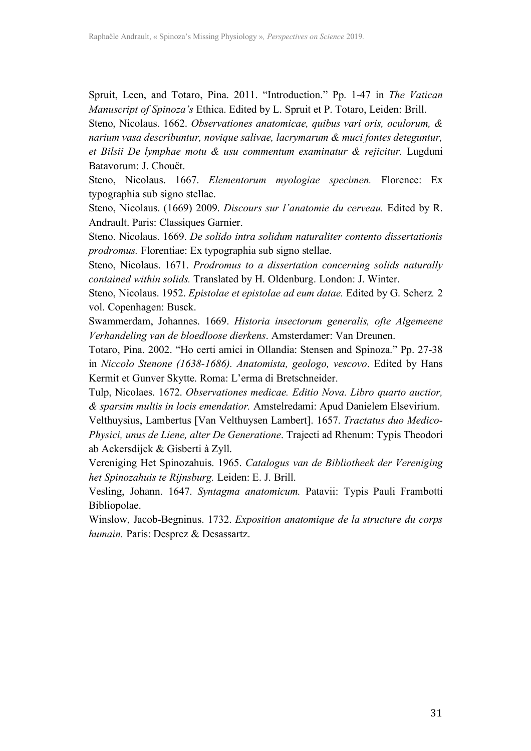Spruit, Leen, and Totaro, Pina. 2011. "Introduction." Pp. 1-47 in *The Vatican Manuscript of Spinoza's* Ethica. Edited by L. Spruit et P. Totaro, Leiden: Brill.

Steno, Nicolaus. 1662. *Observationes anatomicae, quibus vari oris, oculorum, & narium vasa describuntur, novique salivae, lacrymarum & muci fontes deteguntur, et Bilsii De lymphae motu & usu commentum examinatur & rejicitur.* Lugduni Batavorum: J. Chouët.

Steno, Nicolaus. 1667. *Elementorum myologiae specimen.* Florence: Ex typographia sub signo stellae.

Steno, Nicolaus. (1669) 2009. *Discours sur l'anatomie du cerveau.* Edited by R. Andrault. Paris: Classiques Garnier.

Steno. Nicolaus. 1669. *De solido intra solidum naturaliter contento dissertationis prodromus.* Florentiae: Ex typographia sub signo stellae.

Steno, Nicolaus. 1671. *Prodromus to a dissertation concerning solids naturally contained within solids.* Translated by H. Oldenburg. London: J. Winter.

Steno, Nicolaus. 1952. *Epistolae et epistolae ad eum datae.* Edited by G. Scherz. 2 vol. Copenhagen: Busck.

Swammerdam, Johannes. 1669. *Historia insectorum generalis, ofte Algemeene Verhandeling van de bloedloose dierkens*. Amsterdamer: Van Dreunen.

Totaro, Pina. 2002. "Ho certi amici in Ollandia: Stensen and Spinoza." Pp. 27-38 in *Niccolo Stenone (1638-1686). Anatomista, geologo, vescovo*. Edited by Hans Kermit et Gunver Skytte. Roma: L'erma di Bretschneider.

Tulp, Nicolaes. 1672. *Observationes medicae. Editio Nova. Libro quarto auctior, & sparsim multis in locis emendatior.* Amstelredami: Apud Danielem Elsevirium.

Velthuysius, Lambertus [Van Velthuysen Lambert]. 1657. *Tractatus duo Medico-Physici, unus de Liene, alter De Generatione*. Trajecti ad Rhenum: Typis Theodori ab Ackersdijck & Gisberti à Zyll.

Vereniging Het Spinozahuis. 1965. *Catalogus van de Bibliotheek der Vereniging het Spinozahuis te Rijnsburg.* Leiden: E. J. Brill.

Vesling, Johann. 1647. *Syntagma anatomicum.* Patavii: Typis Pauli Frambotti Bibliopolae.

Winslow, Jacob-Begninus. 1732. *Exposition anatomique de la structure du corps humain.* Paris: Desprez & Desassartz.